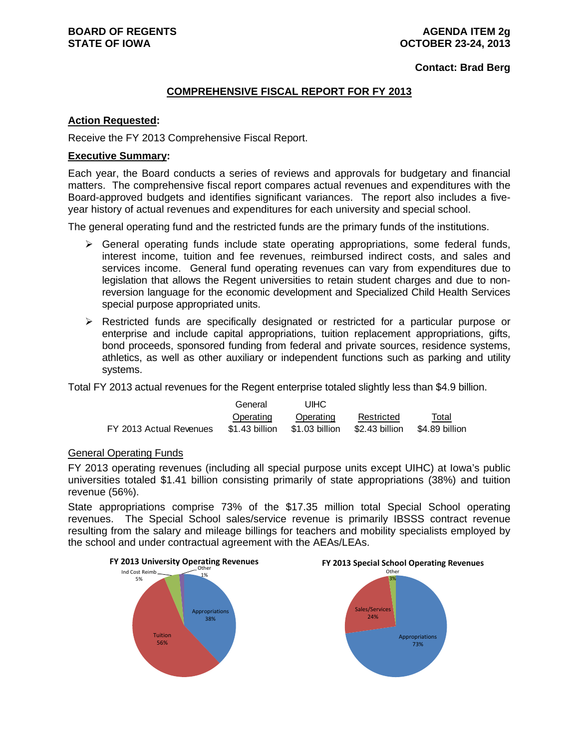**BOARD OF REGENTS**
**STATE OF IOWA**

**AGENDA ITEM 2g**
**OCTOBER 23-24, 2013**

**Contact: Brad Berg**

## COMPREHENSIVE FISCAL REPORT FOR FY 2013

**Action Requested:**

Receive the FY 2013 Comprehensive Fiscal Report.

**Executive Summary:**

Each year, the Board conducts a series of reviews and approvals for budgetary and financial matters. The comprehensive fiscal report compares actual revenues and expenditures with the Board-approved budgets and identifies significant variances. The report also includes a five-year history of actual revenues and expenditures for each university and special school.

The general operating fund and the restricted funds are the primary funds of the institutions.

- General operating funds include state operating appropriations, some federal funds, interest income, tuition and fee revenues, reimbursed indirect costs, and sales and services income. General fund operating revenues can vary from expenditures due to legislation that allows the Regent universities to retain student charges and due to non-reversion language for the economic development and Specialized Child Health Services special purpose appropriated units.
- Restricted funds are specifically designated or restricted for a particular purpose or enterprise and include capital appropriations, tuition replacement appropriations, gifts, bond proceeds, sponsored funding from federal and private sources, residence systems, athletics, as well as other auxiliary or independent functions such as parking and utility systems.

Total FY 2013 actual revenues for the Regent enterprise totaled slightly less than $4.9 billion.

| | General Operating | UIHC Operating | Restricted | Total |
|---|---|---|---|---|
| FY 2013 Actual Revenues | $1.43 billion | $1.03 billion | $2.43 billion | $4.89 billion |

General Operating Funds

FY 2013 operating revenues (including all special purpose units except UIHC) at Iowa's public universities totaled $1.41 billion consisting primarily of state appropriations (38%) and tuition revenue (56%).

State appropriations comprise 73% of the $17.35 million total Special School operating revenues. The Special School sales/service revenue is primarily IBSSS contract revenue resulting from the salary and mileage billings for teachers and mobility specialists employed by the school and under contractual agreement with the AEAs/LEAs.

**FY 2013 University Operating Revenues**

| Category | Percent |
|---|---|
| Appropriations | 38% |
| Tuition | 56% |
| Ind Cost Reimb | 5% |
| Other | 1% |

**FY 2013 Special School Operating Revenues**

| Category | Percent |
|---|---|
| Appropriations | 73% |
| Sales/Services | 24% |
| Other | 3% |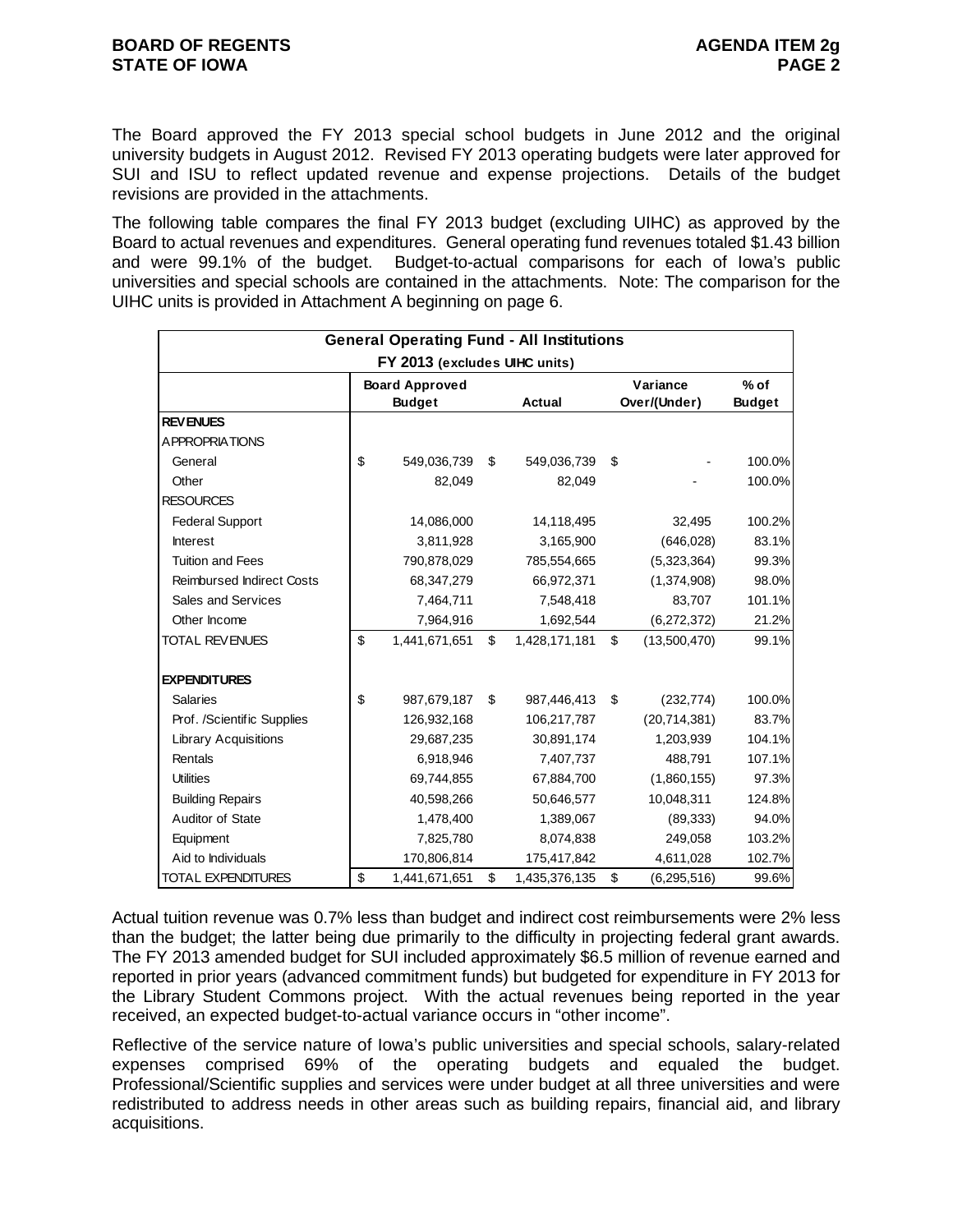The Board approved the FY 2013 special school budgets in June 2012 and the original university budgets in August 2012. Revised FY 2013 operating budgets were later approved for SUI and ISU to reflect updated revenue and expense projections. Details of the budget revisions are provided in the attachments.

The following table compares the final FY 2013 budget (excluding UIHC) as approved by the Board to actual revenues and expenditures. General operating fund revenues totaled $1.43 billion and were 99.1% of the budget. Budget-to-actual comparisons for each of Iowa's public universities and special schools are contained in the attachments. Note: The comparison for the UIHC units is provided in Attachment A beginning on page 6.

| General Operating Fund - All Institutions<br>FY 2013 (excludes UIHC units) | | | | |
|---|---|---|---|---|
| | Board Approved Budget | Actual | Variance Over/(Under) | % of Budget |
| **REVENUES** | | | | |
| APPROPRIATIONS | | | | |
| General | $ 549,036,739 | $ 549,036,739 | $ - | 100.0% |
| Other | 82,049 | 82,049 | - | 100.0% |
| RESOURCES | | | | |
| Federal Support | 14,086,000 | 14,118,495 | 32,495 | 100.2% |
| Interest | 3,811,928 | 3,165,900 | (646,028) | 83.1% |
| Tuition and Fees | 790,878,029 | 785,554,665 | (5,323,364) | 99.3% |
| Reimbursed Indirect Costs | 68,347,279 | 66,972,371 | (1,374,908) | 98.0% |
| Sales and Services | 7,464,711 | 7,548,418 | 83,707 | 101.1% |
| Other Income | 7,964,916 | 1,692,544 | (6,272,372) | 21.2% |
| TOTAL REVENUES | $ 1,441,671,651 | $ 1,428,171,181 | $ (13,500,470) | 99.1% |
| | | | | |
| **EXPENDITURES** | | | | |
| Salaries | $ 987,679,187 | $ 987,446,413 | $ (232,774) | 100.0% |
| Prof. /Scientific Supplies | 126,932,168 | 106,217,787 | (20,714,381) | 83.7% |
| Library Acquisitions | 29,687,235 | 30,891,174 | 1,203,939 | 104.1% |
| Rentals | 6,918,946 | 7,407,737 | 488,791 | 107.1% |
| Utilities | 69,744,855 | 67,884,700 | (1,860,155) | 97.3% |
| Building Repairs | 40,598,266 | 50,646,577 | 10,048,311 | 124.8% |
| Auditor of State | 1,478,400 | 1,389,067 | (89,333) | 94.0% |
| Equipment | 7,825,780 | 8,074,838 | 249,058 | 103.2% |
| Aid to Individuals | 170,806,814 | 175,417,842 | 4,611,028 | 102.7% |
| TOTAL EXPENDITURES | $ 1,441,671,651 | $ 1,435,376,135 | $ (6,295,516) | 99.6% |

Actual tuition revenue was 0.7% less than budget and indirect cost reimbursements were 2% less than the budget; the latter being due primarily to the difficulty in projecting federal grant awards. The FY 2013 amended budget for SUI included approximately $6.5 million of revenue earned and reported in prior years (advanced commitment funds) but budgeted for expenditure in FY 2013 for the Library Student Commons project. With the actual revenues being reported in the year received, an expected budget-to-actual variance occurs in "other income".

Reflective of the service nature of Iowa's public universities and special schools, salary-related expenses comprised 69% of the operating budgets and equaled the budget. Professional/Scientific supplies and services were under budget at all three universities and were redistributed to address needs in other areas such as building repairs, financial aid, and library acquisitions.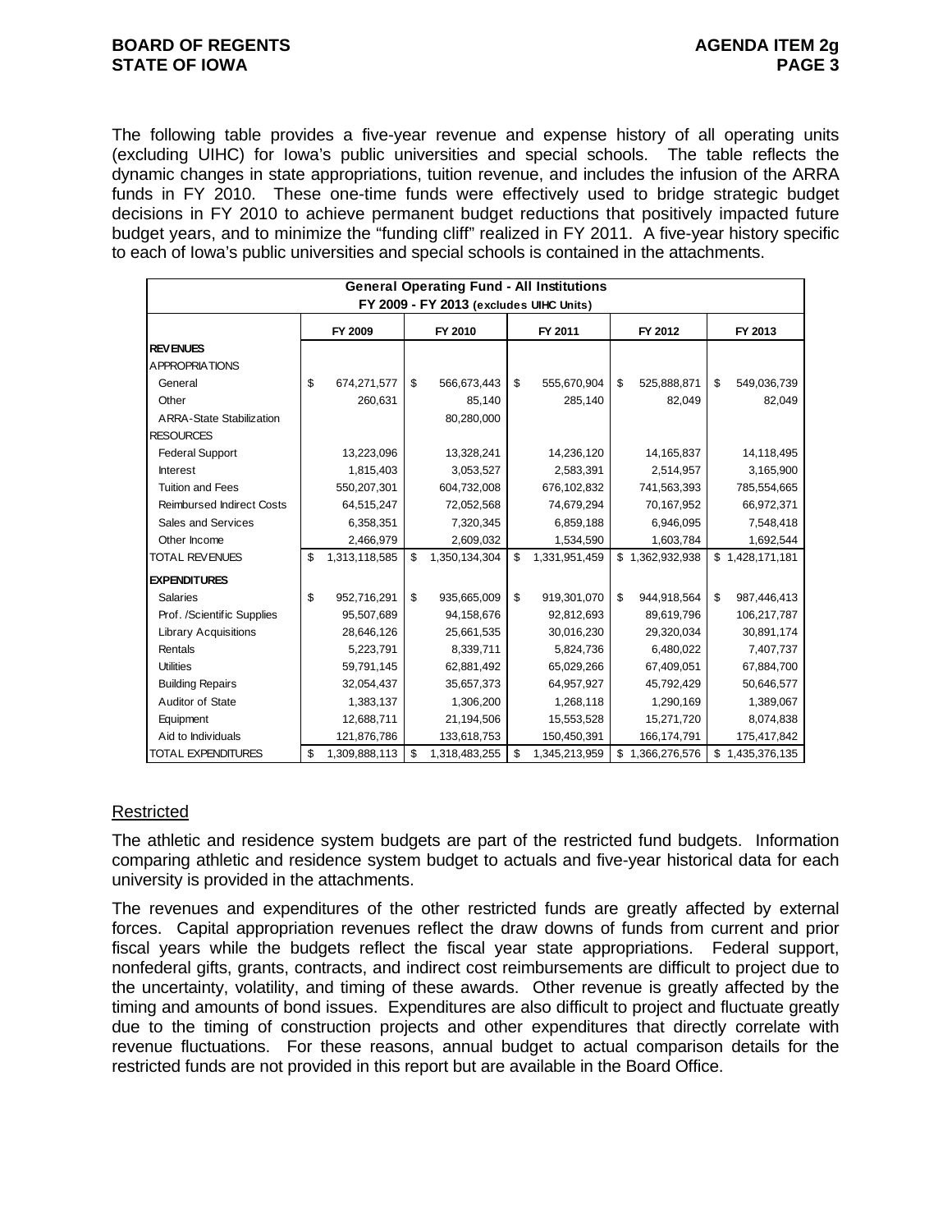The following table provides a five-year revenue and expense history of all operating units (excluding UIHC) for Iowa's public universities and special schools. The table reflects the dynamic changes in state appropriations, tuition revenue, and includes the infusion of the ARRA funds in FY 2010. These one-time funds were effectively used to bridge strategic budget decisions in FY 2010 to achieve permanent budget reductions that positively impacted future budget years, and to minimize the "funding cliff" realized in FY 2011. A five-year history specific to each of Iowa's public universities and special schools is contained in the attachments.

| General Operating Fund - All Institutions<br>FY 2009 - FY 2013 (excludes UIHC Units) | | | | | |
|---|---|---|---|---|---|
| | FY 2009 | FY 2010 | FY 2011 | FY 2012 | FY 2013 |
| **REVENUES** | | | | | |
| APPROPRIATIONS | | | | | |
| General | $ 674,271,577 | $ 566,673,443 | $ 555,670,904 | $ 525,888,871 | $ 549,036,739 |
| Other | 260,631 | 85,140 | 285,140 | 82,049 | 82,049 |
| ARRA-State Stabilization | | 80,280,000 | | | |
| RESOURCES | | | | | |
| Federal Support | 13,223,096 | 13,328,241 | 14,236,120 | 14,165,837 | 14,118,495 |
| Interest | 1,815,403 | 3,053,527 | 2,583,391 | 2,514,957 | 3,165,900 |
| Tuition and Fees | 550,207,301 | 604,732,008 | 676,102,832 | 741,563,393 | 785,554,665 |
| Reimbursed Indirect Costs | 64,515,247 | 72,052,568 | 74,679,294 | 70,167,952 | 66,972,371 |
| Sales and Services | 6,358,351 | 7,320,345 | 6,859,188 | 6,946,095 | 7,548,418 |
| Other Income | 2,466,979 | 2,609,032 | 1,534,590 | 1,603,784 | 1,692,544 |
| TOTAL REVENUES | $ 1,313,118,585 | $ 1,350,134,304 | $ 1,331,951,459 | $ 1,362,932,938 | $ 1,428,171,181 |
| **EXPENDITURES** | | | | | |
| Salaries | $ 952,716,291 | $ 935,665,009 | $ 919,301,070 | $ 944,918,564 | $ 987,446,413 |
| Prof. /Scientific Supplies | 95,507,689 | 94,158,676 | 92,812,693 | 89,619,796 | 106,217,787 |
| Library Acquisitions | 28,646,126 | 25,661,535 | 30,016,230 | 29,320,034 | 30,891,174 |
| Rentals | 5,223,791 | 8,339,711 | 5,824,736 | 6,480,022 | 7,407,737 |
| Utilities | 59,791,145 | 62,881,492 | 65,029,266 | 67,409,051 | 67,884,700 |
| Building Repairs | 32,054,437 | 35,657,373 | 64,957,927 | 45,792,429 | 50,646,577 |
| Auditor of State | 1,383,137 | 1,306,200 | 1,268,118 | 1,290,169 | 1,389,067 |
| Equipment | 12,688,711 | 21,194,506 | 15,553,528 | 15,271,720 | 8,074,838 |
| Aid to Individuals | 121,876,786 | 133,618,753 | 150,450,391 | 166,174,791 | 175,417,842 |
| TOTAL EXPENDITURES | $ 1,309,888,113 | $ 1,318,483,255 | $ 1,345,213,959 | $ 1,366,276,576 | $ 1,435,376,135 |

## Restricted

The athletic and residence system budgets are part of the restricted fund budgets. Information comparing athletic and residence system budget to actuals and five-year historical data for each university is provided in the attachments.

The revenues and expenditures of the other restricted funds are greatly affected by external forces. Capital appropriation revenues reflect the draw downs of funds from current and prior fiscal years while the budgets reflect the fiscal year state appropriations. Federal support, nonfederal gifts, grants, contracts, and indirect cost reimbursements are difficult to project due to the uncertainty, volatility, and timing of these awards. Other revenue is greatly affected by the timing and amounts of bond issues. Expenditures are also difficult to project and fluctuate greatly due to the timing of construction projects and other expenditures that directly correlate with revenue fluctuations. For these reasons, annual budget to actual comparison details for the restricted funds are not provided in this report but are available in the Board Office.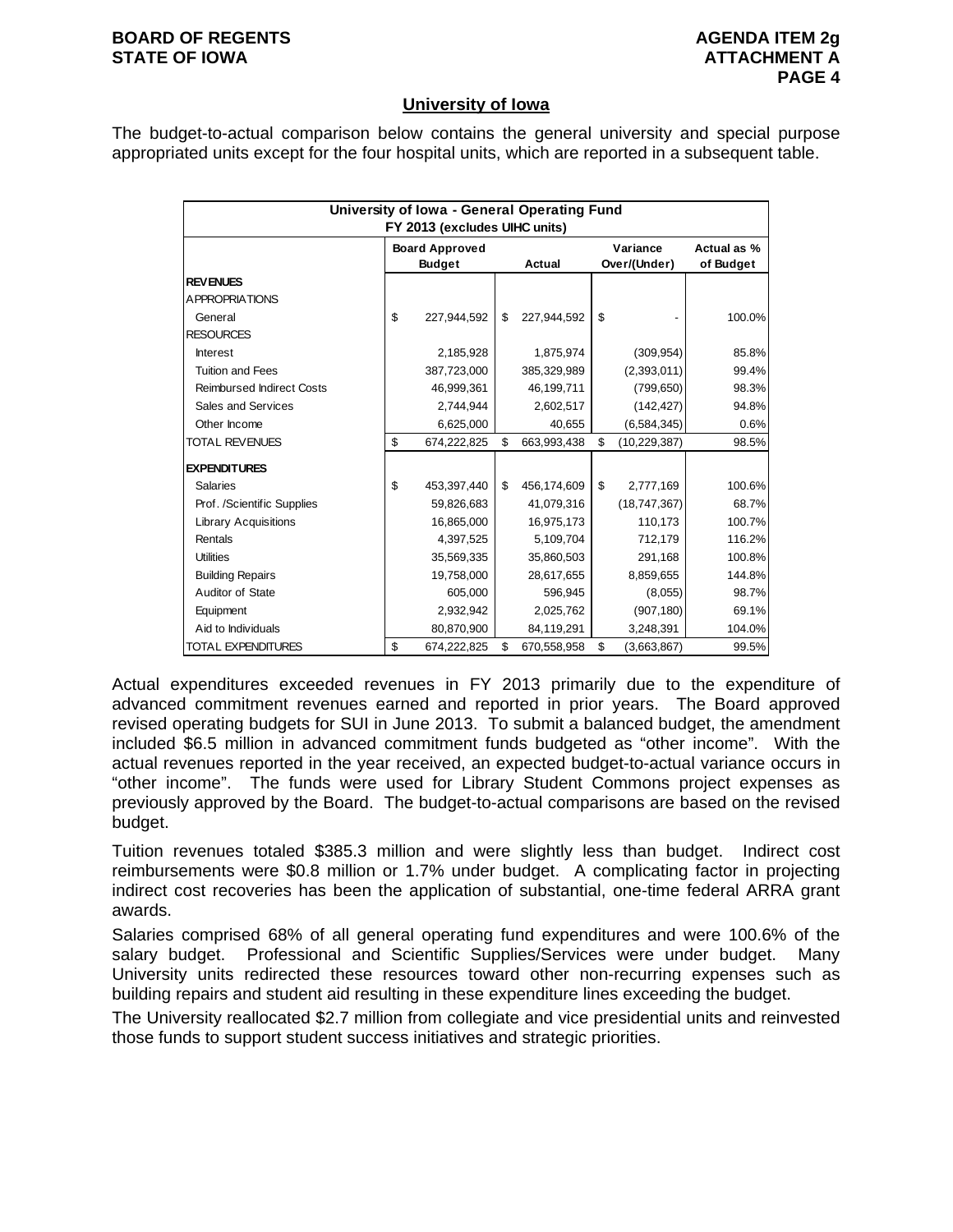## University of Iowa

The budget-to-actual comparison below contains the general university and special purpose appropriated units except for the four hospital units, which are reported in a subsequent table.

| University of Iowa - General Operating Fund FY 2013 (excludes UIHC units) | | | | |
|---|---|---|---|---|
| | Board Approved Budget | Actual | Variance Over/(Under) | Actual as % of Budget |
| **REVENUES** | | | | |
| APPROPRIATIONS | | | | |
| General | $ 227,944,592 | $ 227,944,592 | $ - | 100.0% |
| RESOURCES | | | | |
| Interest | 2,185,928 | 1,875,974 | (309,954) | 85.8% |
| Tuition and Fees | 387,723,000 | 385,329,989 | (2,393,011) | 99.4% |
| Reimbursed Indirect Costs | 46,999,361 | 46,199,711 | (799,650) | 98.3% |
| Sales and Services | 2,744,944 | 2,602,517 | (142,427) | 94.8% |
| Other Income | 6,625,000 | 40,655 | (6,584,345) | 0.6% |
| TOTAL REVENUES | $ 674,222,825 | $ 663,993,438 | $ (10,229,387) | 98.5% |
| **EXPENDITURES** | | | | |
| Salaries | $ 453,397,440 | $ 456,174,609 | $ 2,777,169 | 100.6% |
| Prof. /Scientific Supplies | 59,826,683 | 41,079,316 | (18,747,367) | 68.7% |
| Library Acquisitions | 16,865,000 | 16,975,173 | 110,173 | 100.7% |
| Rentals | 4,397,525 | 5,109,704 | 712,179 | 116.2% |
| Utilities | 35,569,335 | 35,860,503 | 291,168 | 100.8% |
| Building Repairs | 19,758,000 | 28,617,655 | 8,859,655 | 144.8% |
| Auditor of State | 605,000 | 596,945 | (8,055) | 98.7% |
| Equipment | 2,932,942 | 2,025,762 | (907,180) | 69.1% |
| Aid to Individuals | 80,870,900 | 84,119,291 | 3,248,391 | 104.0% |
| TOTAL EXPENDITURES | $ 674,222,825 | $ 670,558,958 | $ (3,663,867) | 99.5% |

Actual expenditures exceeded revenues in FY 2013 primarily due to the expenditure of advanced commitment revenues earned and reported in prior years. The Board approved revised operating budgets for SUI in June 2013. To submit a balanced budget, the amendment included $6.5 million in advanced commitment funds budgeted as "other income". With the actual revenues reported in the year received, an expected budget-to-actual variance occurs in "other income". The funds were used for Library Student Commons project expenses as previously approved by the Board. The budget-to-actual comparisons are based on the revised budget.

Tuition revenues totaled $385.3 million and were slightly less than budget. Indirect cost reimbursements were $0.8 million or 1.7% under budget. A complicating factor in projecting indirect cost recoveries has been the application of substantial, one-time federal ARRA grant awards.

Salaries comprised 68% of all general operating fund expenditures and were 100.6% of the salary budget. Professional and Scientific Supplies/Services were under budget. Many University units redirected these resources toward other non-recurring expenses such as building repairs and student aid resulting in these expenditure lines exceeding the budget.

The University reallocated $2.7 million from collegiate and vice presidential units and reinvested those funds to support student success initiatives and strategic priorities.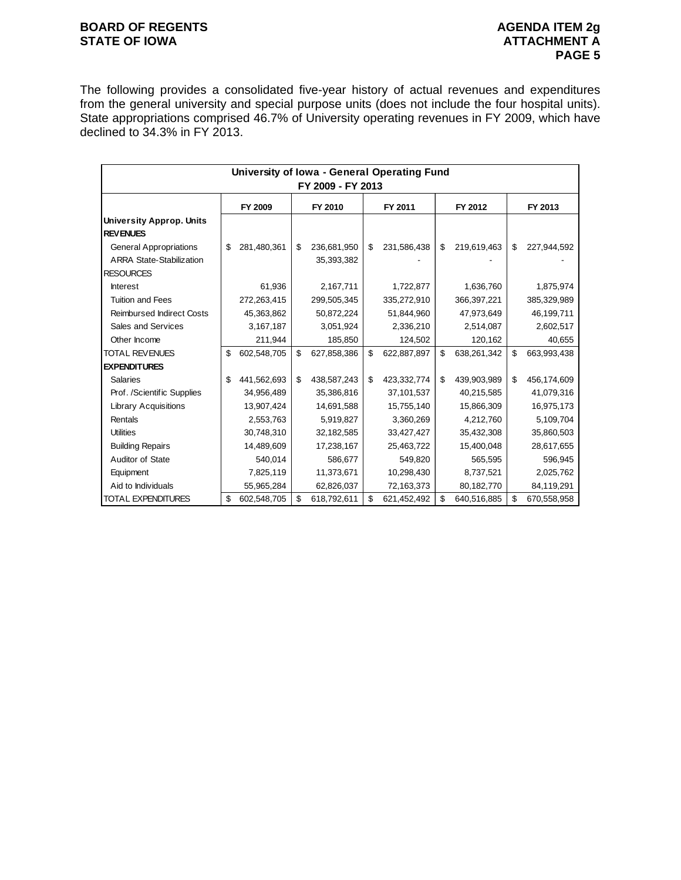The following provides a consolidated five-year history of actual revenues and expenditures from the general university and special purpose units (does not include the four hospital units). State appropriations comprised 46.7% of University operating revenues in FY 2009, which have declined to 34.3% in FY 2013.

| University of Iowa - General Operating Fund FY 2009 - FY 2013 | | | | | |
|---|---|---|---|---|---|
| | FY 2009 | FY 2010 | FY 2011 | FY 2012 | FY 2013 |
| **University Approp. Units** | | | | | |
| **REVENUES** | | | | | |
| General Appropriations | $ 281,480,361 | $ 236,681,950 | $ 231,586,438 | $ 219,619,463 | $ 227,944,592 |
| ARRA State-Stabilization | | 35,393,382 | - | - | - |
| RESOURCES | | | | | |
| Interest | 61,936 | 2,167,711 | 1,722,877 | 1,636,760 | 1,875,974 |
| Tuition and Fees | 272,263,415 | 299,505,345 | 335,272,910 | 366,397,221 | 385,329,989 |
| Reimbursed Indirect Costs | 45,363,862 | 50,872,224 | 51,844,960 | 47,973,649 | 46,199,711 |
| Sales and Services | 3,167,187 | 3,051,924 | 2,336,210 | 2,514,087 | 2,602,517 |
| Other Income | 211,944 | 185,850 | 124,502 | 120,162 | 40,655 |
| TOTAL REVENUES | $ 602,548,705 | $ 627,858,386 | $ 622,887,897 | $ 638,261,342 | $ 663,993,438 |
| **EXPENDITURES** | | | | | |
| Salaries | $ 441,562,693 | $ 438,587,243 | $ 423,332,774 | $ 439,903,989 | $ 456,174,609 |
| Prof. /Scientific Supplies | 34,956,489 | 35,386,816 | 37,101,537 | 40,215,585 | 41,079,316 |
| Library Acquisitions | 13,907,424 | 14,691,588 | 15,755,140 | 15,866,309 | 16,975,173 |
| Rentals | 2,553,763 | 5,919,827 | 3,360,269 | 4,212,760 | 5,109,704 |
| Utilities | 30,748,310 | 32,182,585 | 33,427,427 | 35,432,308 | 35,860,503 |
| Building Repairs | 14,489,609 | 17,238,167 | 25,463,722 | 15,400,048 | 28,617,655 |
| Auditor of State | 540,014 | 586,677 | 549,820 | 565,595 | 596,945 |
| Equipment | 7,825,119 | 11,373,671 | 10,298,430 | 8,737,521 | 2,025,762 |
| Aid to Individuals | 55,965,284 | 62,826,037 | 72,163,373 | 80,182,770 | 84,119,291 |
| TOTAL EXPENDITURES | $ 602,548,705 | $ 618,792,611 | $ 621,452,492 | $ 640,516,885 | $ 670,558,958 |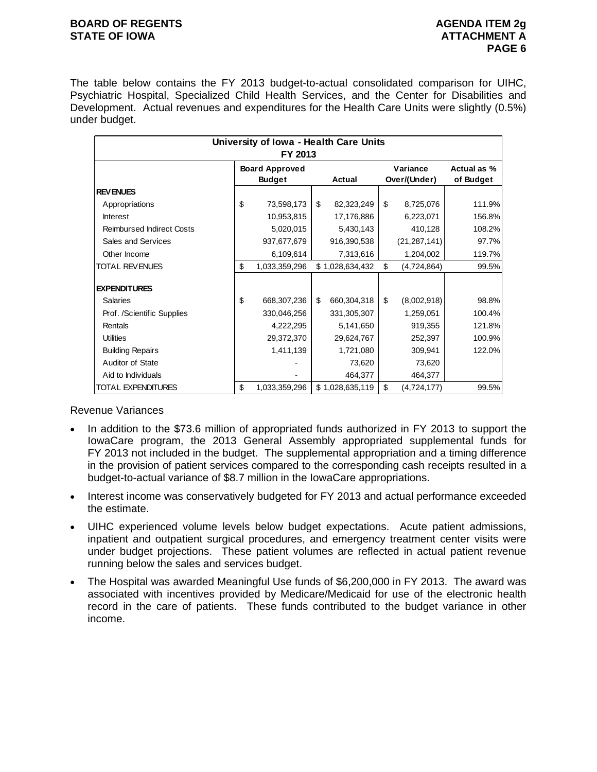The table below contains the FY 2013 budget-to-actual consolidated comparison for UIHC, Psychiatric Hospital, Specialized Child Health Services, and the Center for Disabilities and Development. Actual revenues and expenditures for the Health Care Units were slightly (0.5%) under budget.

| University of Iowa - Health Care Units FY 2013 | | | | |
|---|---|---|---|---|
| | Board Approved Budget | Actual | Variance Over/(Under) | Actual as % of Budget |
| **REVENUES** | | | | |
| Appropriations | $ 73,598,173 | $ 82,323,249 | $ 8,725,076 | 111.9% |
| Interest | 10,953,815 | 17,176,886 | 6,223,071 | 156.8% |
| Reimbursed Indirect Costs | 5,020,015 | 5,430,143 | 410,128 | 108.2% |
| Sales and Services | 937,677,679 | 916,390,538 | (21,287,141) | 97.7% |
| Other Income | 6,109,614 | 7,313,616 | 1,204,002 | 119.7% |
| TOTAL REVENUES | $ 1,033,359,296 | $ 1,028,634,432 | $ (4,724,864) | 99.5% |
| **EXPENDITURES** | | | | |
| Salaries | $ 668,307,236 | $ 660,304,318 | $ (8,002,918) | 98.8% |
| Prof. /Scientific Supplies | 330,046,256 | 331,305,307 | 1,259,051 | 100.4% |
| Rentals | 4,222,295 | 5,141,650 | 919,355 | 121.8% |
| Utilities | 29,372,370 | 29,624,767 | 252,397 | 100.9% |
| Building Repairs | 1,411,139 | 1,721,080 | 309,941 | 122.0% |
| Auditor of State | - | 73,620 | 73,620 | |
| Aid to Individuals | - | 464,377 | 464,377 | |
| TOTAL EXPENDITURES | $ 1,033,359,296 | $ 1,028,635,119 | $ (4,724,177) | 99.5% |

Revenue Variances

- In addition to the $73.6 million of appropriated funds authorized in FY 2013 to support the IowaCare program, the 2013 General Assembly appropriated supplemental funds for FY 2013 not included in the budget. The supplemental appropriation and a timing difference in the provision of patient services compared to the corresponding cash receipts resulted in a budget-to-actual variance of $8.7 million in the IowaCare appropriations.
- Interest income was conservatively budgeted for FY 2013 and actual performance exceeded the estimate.
- UIHC experienced volume levels below budget expectations. Acute patient admissions, inpatient and outpatient surgical procedures, and emergency treatment center visits were under budget projections. These patient volumes are reflected in actual patient revenue running below the sales and services budget.
- The Hospital was awarded Meaningful Use funds of $6,200,000 in FY 2013. The award was associated with incentives provided by Medicare/Medicaid for use of the electronic health record in the care of patients. These funds contributed to the budget variance in other income.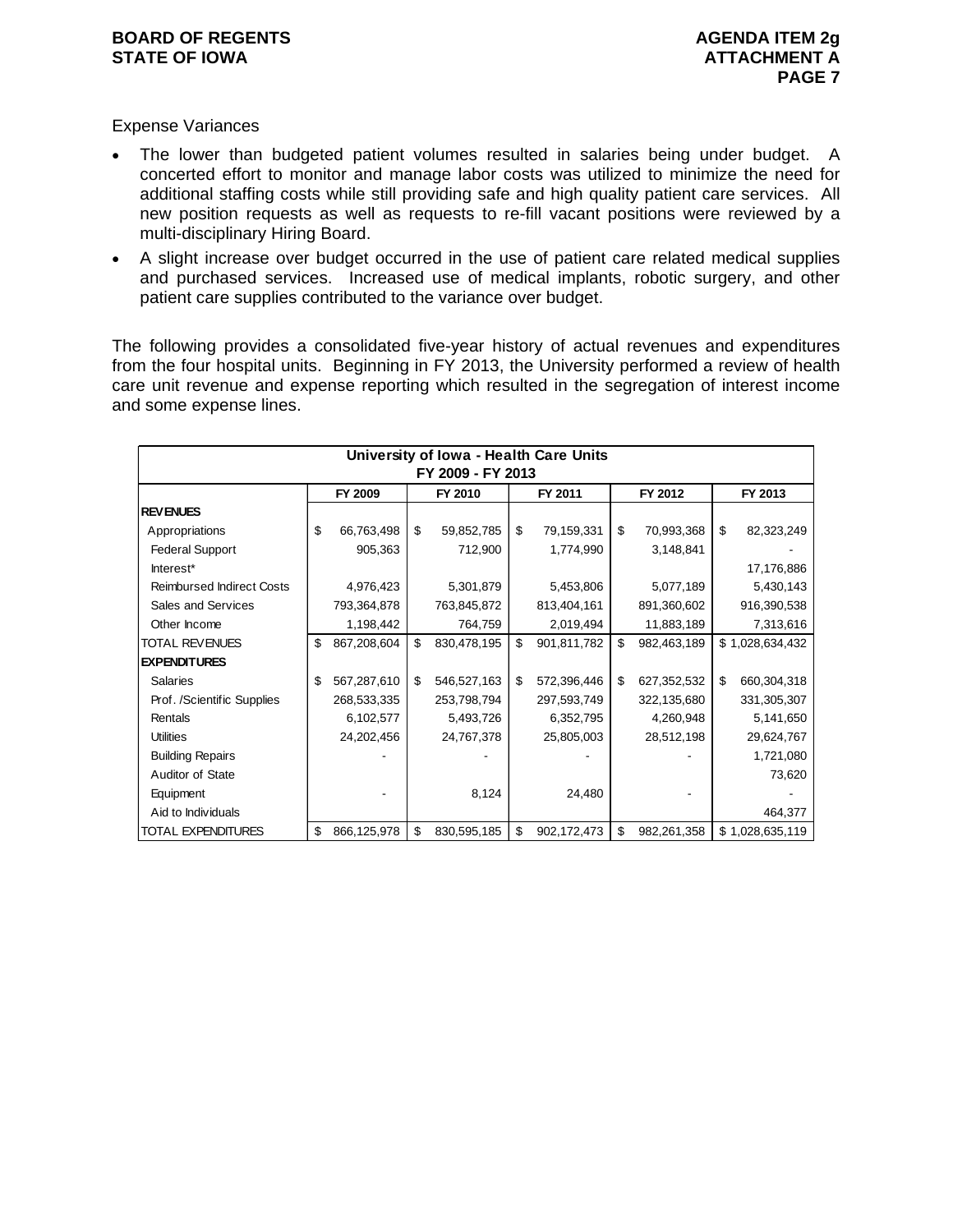Expense Variances

- The lower than budgeted patient volumes resulted in salaries being under budget. A concerted effort to monitor and manage labor costs was utilized to minimize the need for additional staffing costs while still providing safe and high quality patient care services. All new position requests as well as requests to re-fill vacant positions were reviewed by a multi-disciplinary Hiring Board.
- A slight increase over budget occurred in the use of patient care related medical supplies and purchased services. Increased use of medical implants, robotic surgery, and other patient care supplies contributed to the variance over budget.

The following provides a consolidated five-year history of actual revenues and expenditures from the four hospital units. Beginning in FY 2013, the University performed a review of health care unit revenue and expense reporting which resulted in the segregation of interest income and some expense lines.

**University of Iowa - Health Care Units**
**FY 2009 - FY 2013**

| | FY 2009 | FY 2010 | FY 2011 | FY 2012 | FY 2013 |
|---|---|---|---|---|---|
| **REVENUES** | | | | | |
| Appropriations | $ 66,763,498 | $ 59,852,785 | $ 79,159,331 | $ 70,993,368 | $ 82,323,249 |
| Federal Support | 905,363 | 712,900 | 1,774,990 | 3,148,841 | - |
| Interest* | | | | | 17,176,886 |
| Reimbursed Indirect Costs | 4,976,423 | 5,301,879 | 5,453,806 | 5,077,189 | 5,430,143 |
| Sales and Services | 793,364,878 | 763,845,872 | 813,404,161 | 891,360,602 | 916,390,538 |
| Other Income | 1,198,442 | 764,759 | 2,019,494 | 11,883,189 | 7,313,616 |
| TOTAL REVENUES | $ 867,208,604 | $ 830,478,195 | $ 901,811,782 | $ 982,463,189 | $ 1,028,634,432 |
| **EXPENDITURES** | | | | | |
| Salaries | $ 567,287,610 | $ 546,527,163 | $ 572,396,446 | $ 627,352,532 | $ 660,304,318 |
| Prof. /Scientific Supplies | 268,533,335 | 253,798,794 | 297,593,749 | 322,135,680 | 331,305,307 |
| Rentals | 6,102,577 | 5,493,726 | 6,352,795 | 4,260,948 | 5,141,650 |
| Utilities | 24,202,456 | 24,767,378 | 25,805,003 | 28,512,198 | 29,624,767 |
| Building Repairs | - | - | - | - | 1,721,080 |
| Auditor of State | | | | | 73,620 |
| Equipment | - | 8,124 | 24,480 | - | - |
| Aid to Individuals | | | | | 464,377 |
| TOTAL EXPENDITURES | $ 866,125,978 | $ 830,595,185 | $ 902,172,473 | $ 982,261,358 | $ 1,028,635,119 |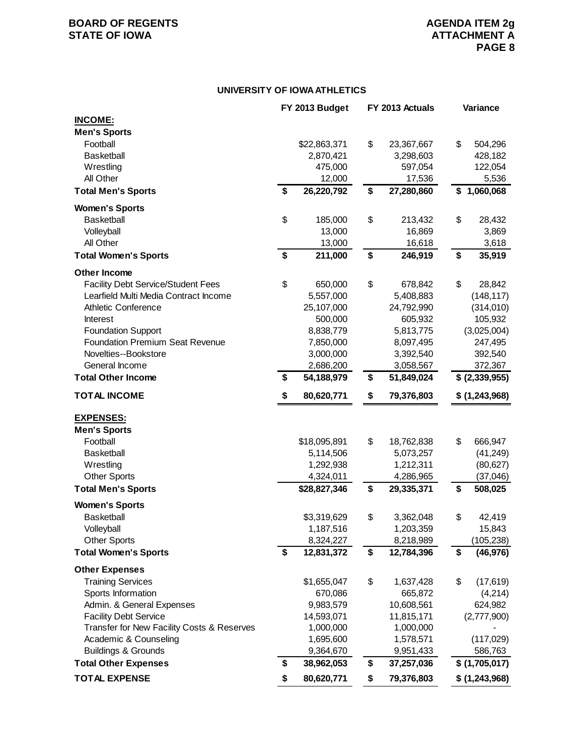**BOARD OF REGENTS**
**STATE OF IOWA**

**AGENDA ITEM 2g**
**ATTACHMENT A**

## UNIVERSITY OF IOWA ATHLETICS

| | FY 2013 Budget | FY 2013 Actuals | Variance |
|---|---|---|---|
| **INCOME:** | | | |
| **Men's Sports** | | | |
| Football | $22,863,371 | $ 23,367,667 | $ 504,296 |
| Basketball | 2,870,421 | 3,298,603 | 428,182 |
| Wrestling | 475,000 | 597,054 | 122,054 |
| All Other | 12,000 | 17,536 | 5,536 |
| **Total Men's Sports** | **$ 26,220,792** | **$ 27,280,860** | **$ 1,060,068** |
| **Women's Sports** | | | |
| Basketball | $ 185,000 | $ 213,432 | $ 28,432 |
| Volleyball | 13,000 | 16,869 | 3,869 |
| All Other | 13,000 | 16,618 | 3,618 |
| **Total Women's Sports** | **$ 211,000** | **$ 246,919** | **$ 35,919** |
| **Other Income** | | | |
| Facility Debt Service/Student Fees | $ 650,000 | $ 678,842 | $ 28,842 |
| Learfield Multi Media Contract Income | 5,557,000 | 5,408,883 | (148,117) |
| Athletic Conference | 25,107,000 | 24,792,990 | (314,010) |
| Interest | 500,000 | 605,932 | 105,932 |
| Foundation Support | 8,838,779 | 5,813,775 | (3,025,004) |
| Foundation Premium Seat Revenue | 7,850,000 | 8,097,495 | 247,495 |
| Novelties--Bookstore | 3,000,000 | 3,392,540 | 392,540 |
| General Income | 2,686,200 | 3,058,567 | 372,367 |
| **Total Other Income** | **$ 54,188,979** | **$ 51,849,024** | **$ (2,339,955)** |
| **TOTAL INCOME** | **$ 80,620,771** | **$ 79,376,803** | **$ (1,243,968)** |
| **EXPENSES:** | | | |
| **Men's Sports** | | | |
| Football | $18,095,891 | $ 18,762,838 | $ 666,947 |
| Basketball | 5,114,506 | 5,073,257 | (41,249) |
| Wrestling | 1,292,938 | 1,212,311 | (80,627) |
| Other Sports | 4,324,011 | 4,286,965 | (37,046) |
| **Total Men's Sports** | **$28,827,346** | **$ 29,335,371** | **$ 508,025** |
| **Women's Sports** | | | |
| Basketball | $3,319,629 | $ 3,362,048 | $ 42,419 |
| Volleyball | 1,187,516 | 1,203,359 | 15,843 |
| Other Sports | 8,324,227 | 8,218,989 | (105,238) |
| **Total Women's Sports** | **$ 12,831,372** | **$ 12,784,396** | **$ (46,976)** |
| **Other Expenses** | | | |
| Training Services | $1,655,047 | $ 1,637,428 | $ (17,619) |
| Sports Information | 670,086 | 665,872 | (4,214) |
| Admin. & General Expenses | 9,983,579 | 10,608,561 | 624,982 |
| Facility Debt Service | 14,593,071 | 11,815,171 | (2,777,900) |
| Transfer for New Facility Costs & Reserves | 1,000,000 | 1,000,000 | - |
| Academic & Counseling | 1,695,600 | 1,578,571 | (117,029) |
| Buildings & Grounds | 9,364,670 | 9,951,433 | 586,763 |
| **Total Other Expenses** | **$ 38,962,053** | **$ 37,257,036** | **$ (1,705,017)** |
| **TOTAL EXPENSE** | **$ 80,620,771** | **$ 79,376,803** | **$ (1,243,968)** |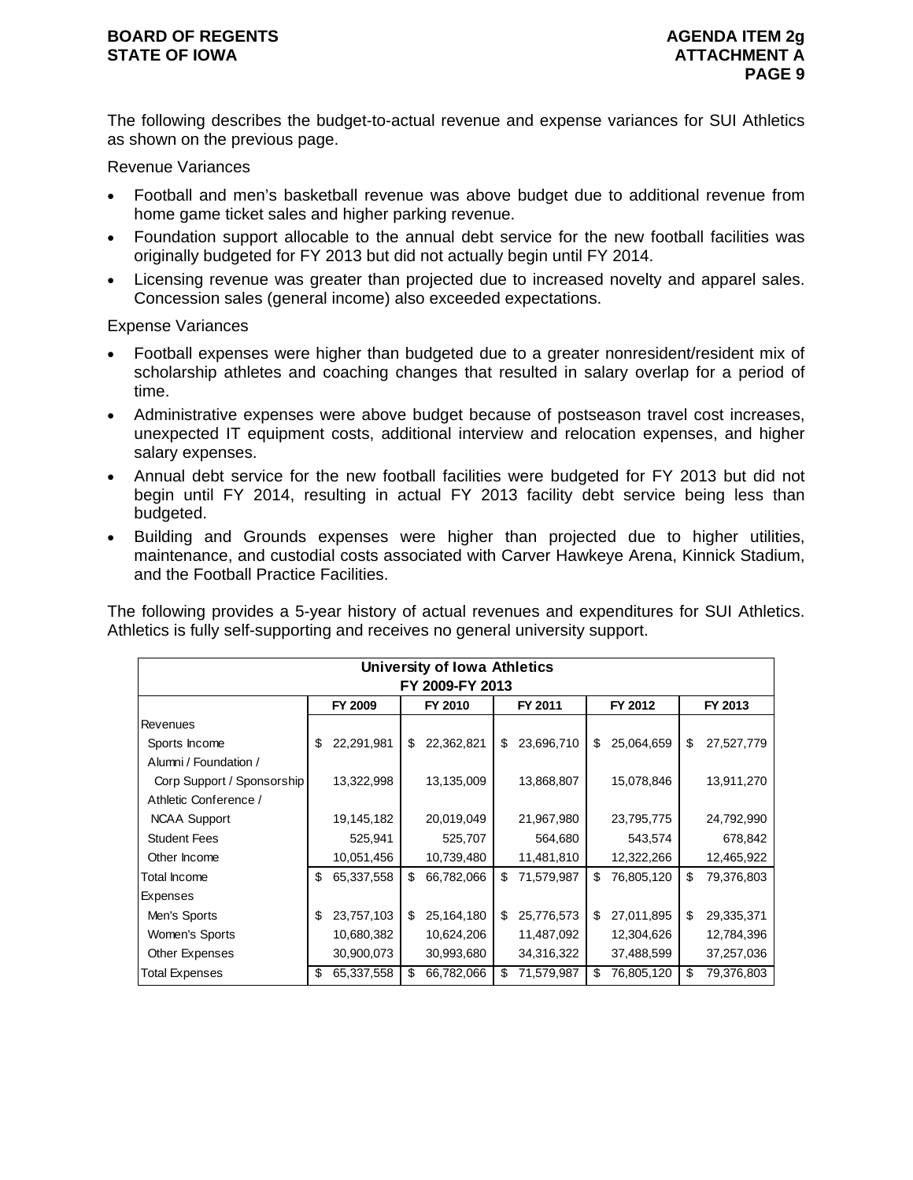The following describes the budget-to-actual revenue and expense variances for SUI Athletics as shown on the previous page.

Revenue Variances

- Football and men's basketball revenue was above budget due to additional revenue from home game ticket sales and higher parking revenue.
- Foundation support allocable to the annual debt service for the new football facilities was originally budgeted for FY 2013 but did not actually begin until FY 2014.
- Licensing revenue was greater than projected due to increased novelty and apparel sales. Concession sales (general income) also exceeded expectations.

Expense Variances

- Football expenses were higher than budgeted due to a greater nonresident/resident mix of scholarship athletes and coaching changes that resulted in salary overlap for a period of time.
- Administrative expenses were above budget because of postseason travel cost increases, unexpected IT equipment costs, additional interview and relocation expenses, and higher salary expenses.
- Annual debt service for the new football facilities were budgeted for FY 2013 but did not begin until FY 2014, resulting in actual FY 2013 facility debt service being less than budgeted.
- Building and Grounds expenses were higher than projected due to higher utilities, maintenance, and custodial costs associated with Carver Hawkeye Arena, Kinnick Stadium, and the Football Practice Facilities.

The following provides a 5-year history of actual revenues and expenditures for SUI Athletics. Athletics is fully self-supporting and receives no general university support.

**University of Iowa Athletics**
**FY 2009-FY 2013**

| | FY 2009 | FY 2010 | FY 2011 | FY 2012 | FY 2013 |
|---|---|---|---|---|---|
| Revenues | | | | | |
| Sports Income | $ 22,291,981 | $ 22,362,821 | $ 23,696,710 | $ 25,064,659 | $ 27,527,779 |
| Alumni / Foundation / Corp Support / Sponsorship | 13,322,998 | 13,135,009 | 13,868,807 | 15,078,846 | 13,911,270 |
| Athletic Conference / NCAA Support | 19,145,182 | 20,019,049 | 21,967,980 | 23,795,775 | 24,792,990 |
| Student Fees | 525,941 | 525,707 | 564,680 | 543,574 | 678,842 |
| Other Income | 10,051,456 | 10,739,480 | 11,481,810 | 12,322,266 | 12,465,922 |
| Total Income | $ 65,337,558 | $ 66,782,066 | $ 71,579,987 | $ 76,805,120 | $ 79,376,803 |
| Expenses | | | | | |
| Men's Sports | $ 23,757,103 | $ 25,164,180 | $ 25,776,573 | $ 27,011,895 | $ 29,335,371 |
| Women's Sports | 10,680,382 | 10,624,206 | 11,487,092 | 12,304,626 | 12,784,396 |
| Other Expenses | 30,900,073 | 30,993,680 | 34,316,322 | 37,488,599 | 37,257,036 |
| Total Expenses | $ 65,337,558 | $ 66,782,066 | $ 71,579,987 | $ 76,805,120 | $ 79,376,803 |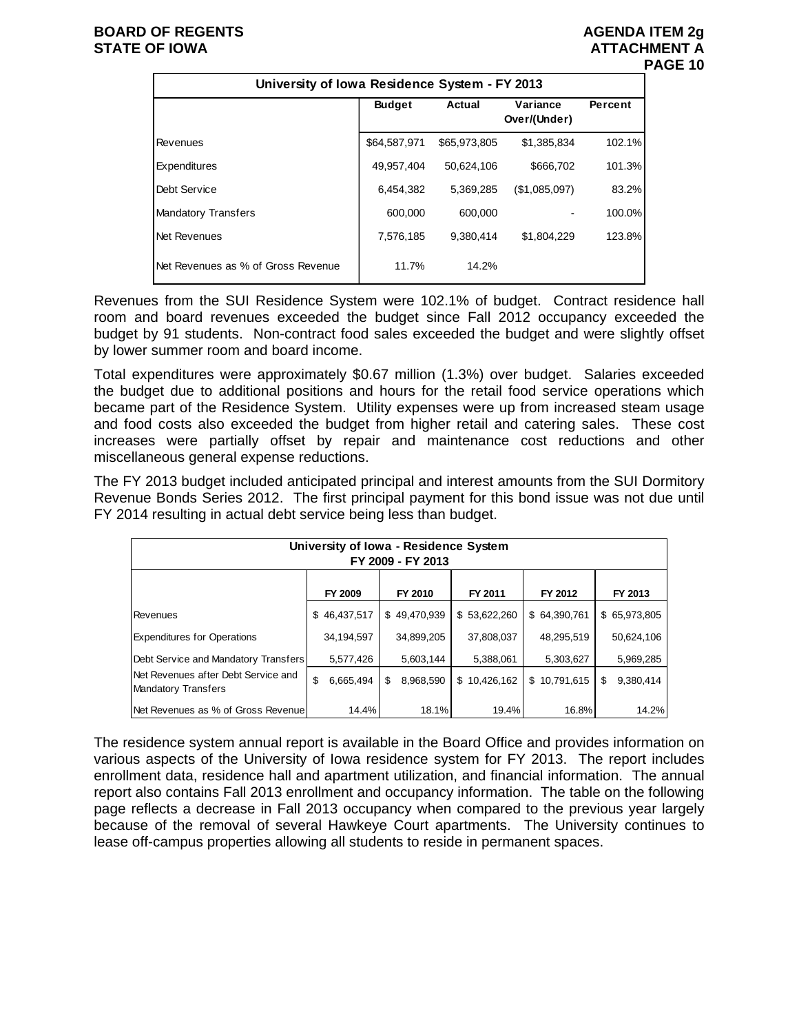| University of Iowa Residence System - FY 2013 | | | | |
|---|---|---|---|---|
| | Budget | Actual | Variance Over/(Under) | Percent |
| Revenues | $64,587,971 | $65,973,805 | $1,385,834 | 102.1% |
| Expenditures | 49,957,404 | 50,624,106 | $666,702 | 101.3% |
| Debt Service | 6,454,382 | 5,369,285 | ($1,085,097) | 83.2% |
| Mandatory Transfers | 600,000 | 600,000 | - | 100.0% |
| Net Revenues | 7,576,185 | 9,380,414 | $1,804,229 | 123.8% |
| Net Revenues as % of Gross Revenue | 11.7% | 14.2% | | |

Revenues from the SUI Residence System were 102.1% of budget. Contract residence hall room and board revenues exceeded the budget since Fall 2012 occupancy exceeded the budget by 91 students. Non-contract food sales exceeded the budget and were slightly offset by lower summer room and board income.

Total expenditures were approximately $0.67 million (1.3%) over budget. Salaries exceeded the budget due to additional positions and hours for the retail food service operations which became part of the Residence System. Utility expenses were up from increased steam usage and food costs also exceeded the budget from higher retail and catering sales. These cost increases were partially offset by repair and maintenance cost reductions and other miscellaneous general expense reductions.

The FY 2013 budget included anticipated principal and interest amounts from the SUI Dormitory Revenue Bonds Series 2012. The first principal payment for this bond issue was not due until FY 2014 resulting in actual debt service being less than budget.

| University of Iowa - Residence System FY 2009 - FY 2013 | | | | | |
|---|---|---|---|---|---|
| | FY 2009 | FY 2010 | FY 2011 | FY 2012 | FY 2013 |
| Revenues | $ 46,437,517 | $ 49,470,939 | $ 53,622,260 | $ 64,390,761 | $ 65,973,805 |
| Expenditures for Operations | 34,194,597 | 34,899,205 | 37,808,037 | 48,295,519 | 50,624,106 |
| Debt Service and Mandatory Transfers | 5,577,426 | 5,603,144 | 5,388,061 | 5,303,627 | 5,969,285 |
| Net Revenues after Debt Service and Mandatory Transfers | $ 6,665,494 | $ 8,968,590 | $ 10,426,162 | $ 10,791,615 | $ 9,380,414 |
| Net Revenues as % of Gross Revenue | 14.4% | 18.1% | 19.4% | 16.8% | 14.2% |

The residence system annual report is available in the Board Office and provides information on various aspects of the University of Iowa residence system for FY 2013. The report includes enrollment data, residence hall and apartment utilization, and financial information. The annual report also contains Fall 2013 enrollment and occupancy information. The table on the following page reflects a decrease in Fall 2013 occupancy when compared to the previous year largely because of the removal of several Hawkeye Court apartments. The University continues to lease off-campus properties allowing all students to reside in permanent spaces.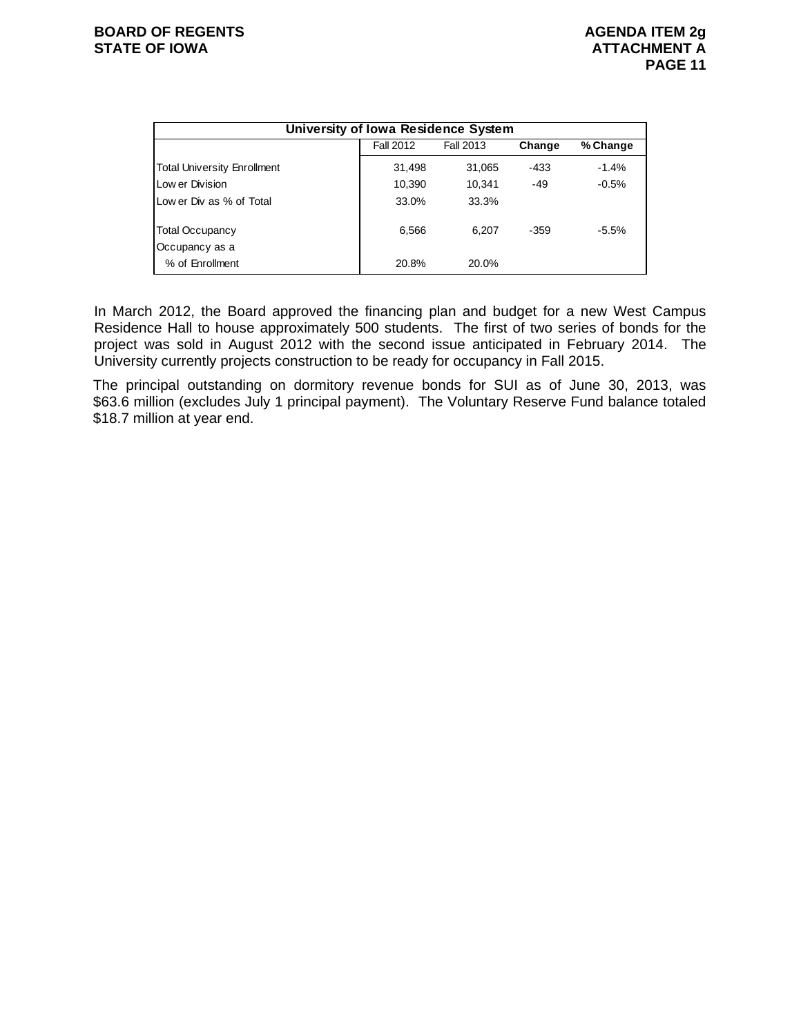| University of Iowa Residence System | | | | |
|---|---|---|---|---|
| | Fall 2012 | Fall 2013 | Change | % Change |
| Total University Enrollment | 31,498 | 31,065 | -433 | -1.4% |
| Lower Division | 10,390 | 10,341 | -49 | -0.5% |
| Lower Div as % of Total | 33.0% | 33.3% | | |
| Total Occupancy | 6,566 | 6,207 | -359 | -5.5% |
| Occupancy as a % of Enrollment | 20.8% | 20.0% | | |

In March 2012, the Board approved the financing plan and budget for a new West Campus Residence Hall to house approximately 500 students. The first of two series of bonds for the project was sold in August 2012 with the second issue anticipated in February 2014. The University currently projects construction to be ready for occupancy in Fall 2015.

The principal outstanding on dormitory revenue bonds for SUI as of June 30, 2013, was $63.6 million (excludes July 1 principal payment). The Voluntary Reserve Fund balance totaled $18.7 million at year end.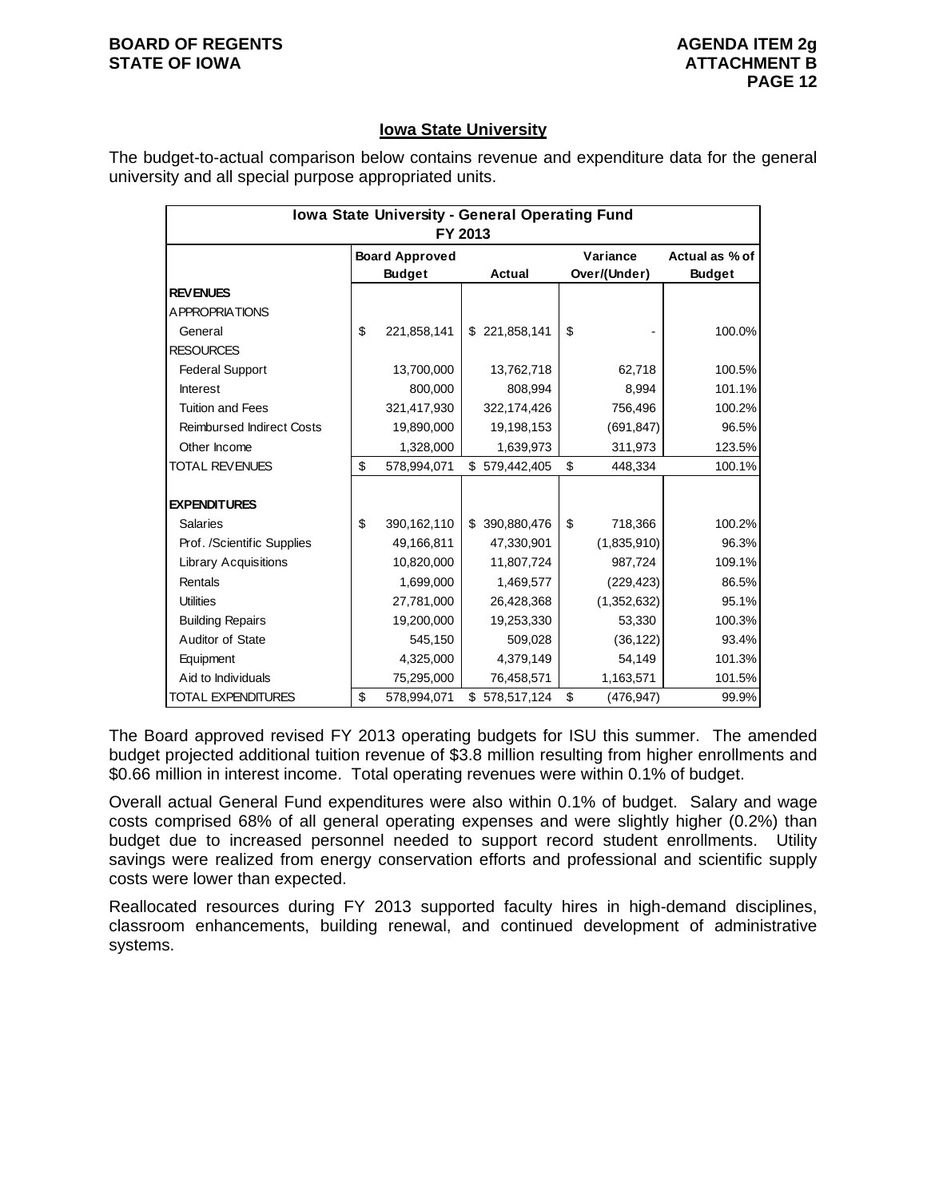## Iowa State University

The budget-to-actual comparison below contains revenue and expenditure data for the general university and all special purpose appropriated units.

| Iowa State University - General Operating Fund FY 2013 | | | | |
|---|---|---|---|---|
| | Board Approved Budget | Actual | Variance Over/(Under) | Actual as % of Budget |
| **REVENUES** | | | | |
| APPROPRIATIONS | | | | |
| General | $ 221,858,141 | $ 221,858,141 | $ - | 100.0% |
| RESOURCES | | | | |
| Federal Support | 13,700,000 | 13,762,718 | 62,718 | 100.5% |
| Interest | 800,000 | 808,994 | 8,994 | 101.1% |
| Tuition and Fees | 321,417,930 | 322,174,426 | 756,496 | 100.2% |
| Reimbursed Indirect Costs | 19,890,000 | 19,198,153 | (691,847) | 96.5% |
| Other Income | 1,328,000 | 1,639,973 | 311,973 | 123.5% |
| TOTAL REVENUES | $ 578,994,071 | $ 579,442,405 | $ 448,334 | 100.1% |
| | | | | |
| **EXPENDITURES** | | | | |
| Salaries | $ 390,162,110 | $ 390,880,476 | $ 718,366 | 100.2% |
| Prof. /Scientific Supplies | 49,166,811 | 47,330,901 | (1,835,910) | 96.3% |
| Library Acquisitions | 10,820,000 | 11,807,724 | 987,724 | 109.1% |
| Rentals | 1,699,000 | 1,469,577 | (229,423) | 86.5% |
| Utilities | 27,781,000 | 26,428,368 | (1,352,632) | 95.1% |
| Building Repairs | 19,200,000 | 19,253,330 | 53,330 | 100.3% |
| Auditor of State | 545,150 | 509,028 | (36,122) | 93.4% |
| Equipment | 4,325,000 | 4,379,149 | 54,149 | 101.3% |
| Aid to Individuals | 75,295,000 | 76,458,571 | 1,163,571 | 101.5% |
| TOTAL EXPENDITURES | $ 578,994,071 | $ 578,517,124 | $ (476,947) | 99.9% |

The Board approved revised FY 2013 operating budgets for ISU this summer. The amended budget projected additional tuition revenue of $3.8 million resulting from higher enrollments and $0.66 million in interest income. Total operating revenues were within 0.1% of budget.

Overall actual General Fund expenditures were also within 0.1% of budget. Salary and wage costs comprised 68% of all general operating expenses and were slightly higher (0.2%) than budget due to increased personnel needed to support record student enrollments. Utility savings were realized from energy conservation efforts and professional and scientific supply costs were lower than expected.

Reallocated resources during FY 2013 supported faculty hires in high-demand disciplines, classroom enhancements, building renewal, and continued development of administrative systems.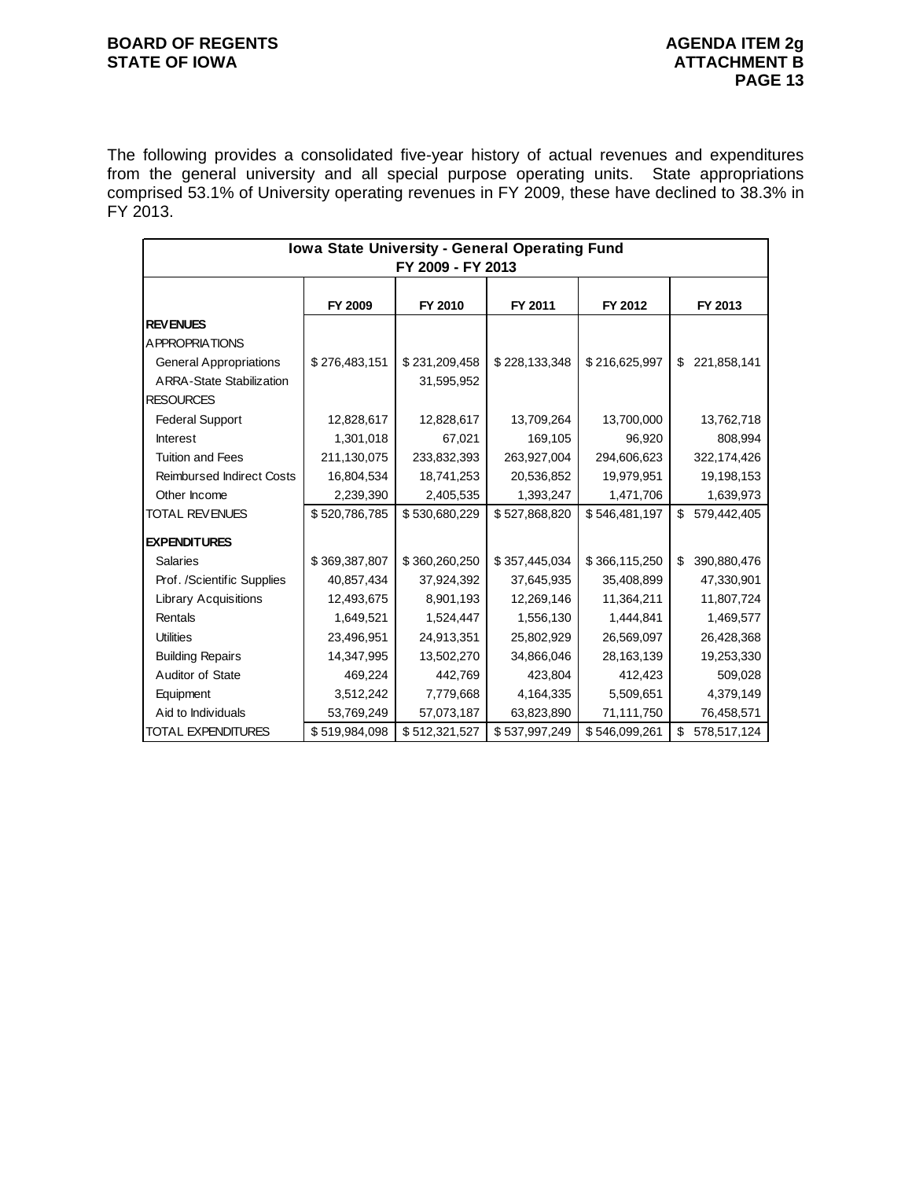The following provides a consolidated five-year history of actual revenues and expenditures from the general university and all special purpose operating units. State appropriations comprised 53.1% of University operating revenues in FY 2009, these have declined to 38.3% in FY 2013.

| Iowa State University - General Operating Fund FY 2009 - FY 2013 | | | | | |
|---|---|---|---|---|---|
| | FY 2009 | FY 2010 | FY 2011 | FY 2012 | FY 2013 |
| **REVENUES** | | | | | |
| APPROPRIATIONS | | | | | |
| General Appropriations | $ 276,483,151 | $ 231,209,458 | $ 228,133,348 | $ 216,625,997 | $ 221,858,141 |
| ARRA-State Stabilization | | 31,595,952 | | | |
| RESOURCES | | | | | |
| Federal Support | 12,828,617 | 12,828,617 | 13,709,264 | 13,700,000 | 13,762,718 |
| Interest | 1,301,018 | 67,021 | 169,105 | 96,920 | 808,994 |
| Tuition and Fees | 211,130,075 | 233,832,393 | 263,927,004 | 294,606,623 | 322,174,426 |
| Reimbursed Indirect Costs | 16,804,534 | 18,741,253 | 20,536,852 | 19,979,951 | 19,198,153 |
| Other Income | 2,239,390 | 2,405,535 | 1,393,247 | 1,471,706 | 1,639,973 |
| TOTAL REVENUES | $ 520,786,785 | $ 530,680,229 | $ 527,868,820 | $ 546,481,197 | $ 579,442,405 |
| **EXPENDITURES** | | | | | |
| Salaries | $ 369,387,807 | $ 360,260,250 | $ 357,445,034 | $ 366,115,250 | $ 390,880,476 |
| Prof. /Scientific Supplies | 40,857,434 | 37,924,392 | 37,645,935 | 35,408,899 | 47,330,901 |
| Library Acquisitions | 12,493,675 | 8,901,193 | 12,269,146 | 11,364,211 | 11,807,724 |
| Rentals | 1,649,521 | 1,524,447 | 1,556,130 | 1,444,841 | 1,469,577 |
| Utilities | 23,496,951 | 24,913,351 | 25,802,929 | 26,569,097 | 26,428,368 |
| Building Repairs | 14,347,995 | 13,502,270 | 34,866,046 | 28,163,139 | 19,253,330 |
| Auditor of State | 469,224 | 442,769 | 423,804 | 412,423 | 509,028 |
| Equipment | 3,512,242 | 7,779,668 | 4,164,335 | 5,509,651 | 4,379,149 |
| Aid to Individuals | 53,769,249 | 57,073,187 | 63,823,890 | 71,111,750 | 76,458,571 |
| TOTAL EXPENDITURES | $ 519,984,098 | $ 512,321,527 | $ 537,997,249 | $ 546,099,261 | $ 578,517,124 |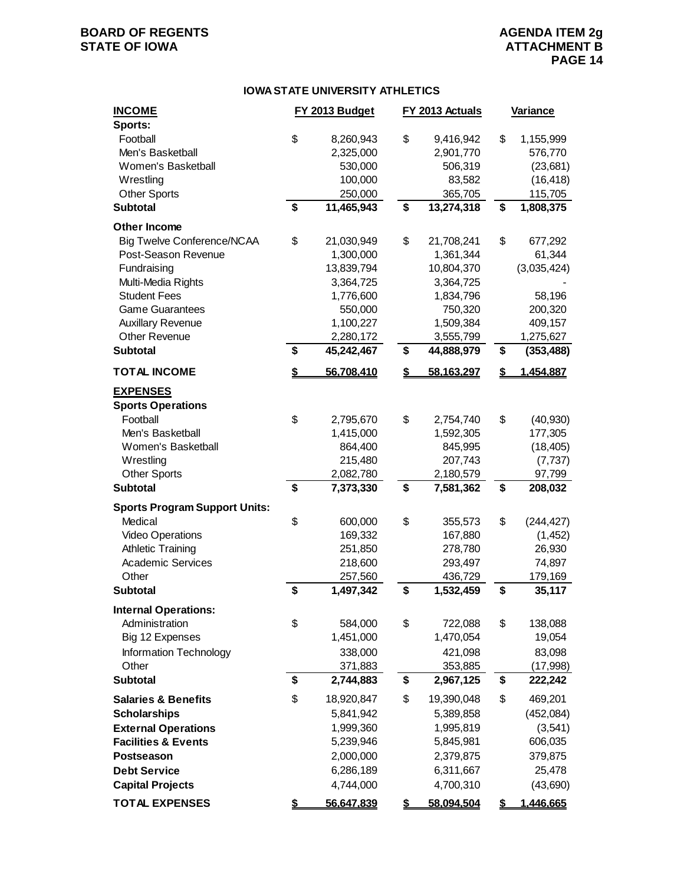## IOWA STATE UNIVERSITY ATHLETICS

| INCOME | FY 2013 Budget | FY 2013 Actuals | Variance |
|---|---|---|---|
| **Sports:** | | | |
| Football | $ 8,260,943 | $ 9,416,942 | $ 1,155,999 |
| Men's Basketball | 2,325,000 | 2,901,770 | 576,770 |
| Women's Basketball | 530,000 | 506,319 | (23,681) |
| Wrestling | 100,000 | 83,582 | (16,418) |
| Other Sports | 250,000 | 365,705 | 115,705 |
| **Subtotal** | **$ 11,465,943** | **$ 13,274,318** | **$ 1,808,375** |
| **Other Income** | | | |
| Big Twelve Conference/NCAA | $ 21,030,949 | $ 21,708,241 | $ 677,292 |
| Post-Season Revenue | 1,300,000 | 1,361,344 | 61,344 |
| Fundraising | 13,839,794 | 10,804,370 | (3,035,424) |
| Multi-Media Rights | 3,364,725 | 3,364,725 | - |
| Student Fees | 1,776,600 | 1,834,796 | 58,196 |
| Game Guarantees | 550,000 | 750,320 | 200,320 |
| Auxillary Revenue | 1,100,227 | 1,509,384 | 409,157 |
| Other Revenue | 2,280,172 | 3,555,799 | 1,275,627 |
| **Subtotal** | **$ 45,242,467** | **$ 44,888,979** | **$ (353,488)** |
| **TOTAL INCOME** | **$ 56,708,410** | **$ 58,163,297** | **$ 1,454,887** |
| **EXPENSES** | | | |
| **Sports Operations** | | | |
| Football | $ 2,795,670 | $ 2,754,740 | $ (40,930) |
| Men's Basketball | 1,415,000 | 1,592,305 | 177,305 |
| Women's Basketball | 864,400 | 845,995 | (18,405) |
| Wrestling | 215,480 | 207,743 | (7,737) |
| Other Sports | 2,082,780 | 2,180,579 | 97,799 |
| **Subtotal** | **$ 7,373,330** | **$ 7,581,362** | **$ 208,032** |
| **Sports Program Support Units:** | | | |
| Medical | $ 600,000 | $ 355,573 | $ (244,427) |
| Video Operations | 169,332 | 167,880 | (1,452) |
| Athletic Training | 251,850 | 278,780 | 26,930 |
| Academic Services | 218,600 | 293,497 | 74,897 |
| Other | 257,560 | 436,729 | 179,169 |
| **Subtotal** | **$ 1,497,342** | **$ 1,532,459** | **$ 35,117** |
| **Internal Operations:** | | | |
| Administration | $ 584,000 | $ 722,088 | $ 138,088 |
| Big 12 Expenses | 1,451,000 | 1,470,054 | 19,054 |
| Information Technology | 338,000 | 421,098 | 83,098 |
| Other | 371,883 | 353,885 | (17,998) |
| **Subtotal** | **$ 2,744,883** | **$ 2,967,125** | **$ 222,242** |
| **Salaries & Benefits** | $ 18,920,847 | $ 19,390,048 | $ 469,201 |
| **Scholarships** | 5,841,942 | 5,389,858 | (452,084) |
| **External Operations** | 1,999,360 | 1,995,819 | (3,541) |
| **Facilities & Events** | 5,239,946 | 5,845,981 | 606,035 |
| **Postseason** | 2,000,000 | 2,379,875 | 379,875 |
| **Debt Service** | 6,286,189 | 6,311,667 | 25,478 |
| **Capital Projects** | 4,744,000 | 4,700,310 | (43,690) |
| **TOTAL EXPENSES** | **$ 56,647,839** | **$ 58,094,504** | **$ 1,446,665** |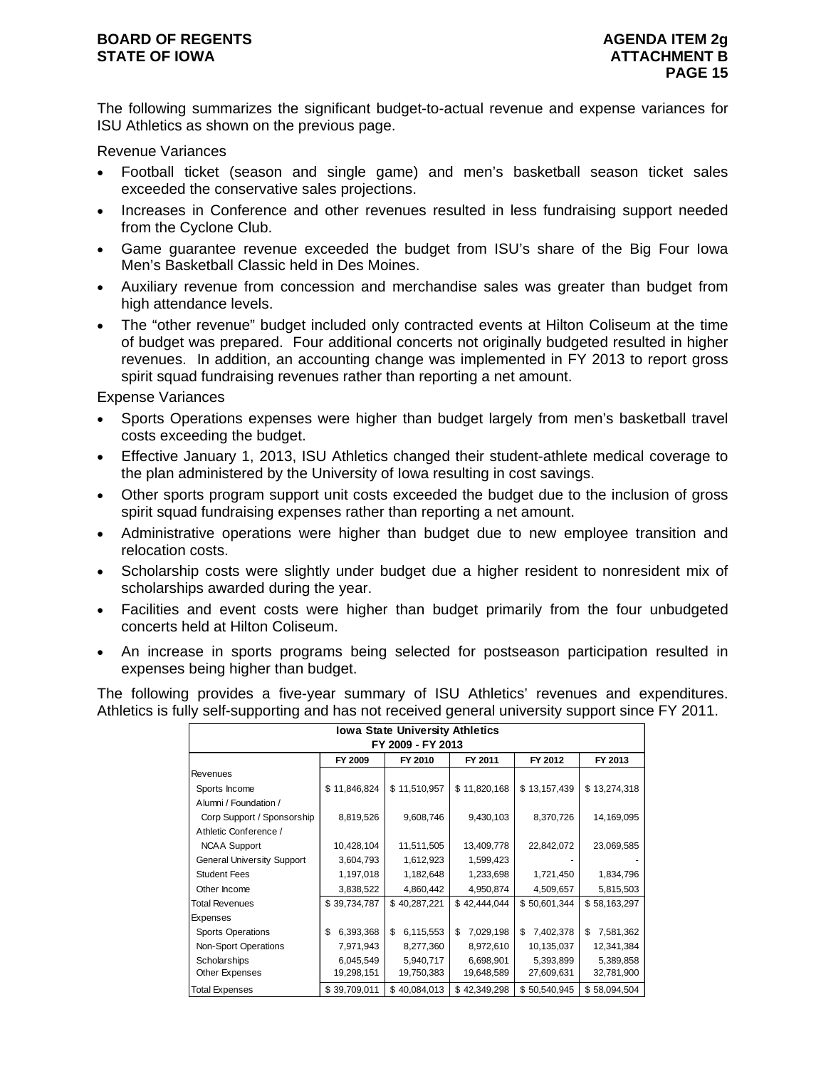The following summarizes the significant budget-to-actual revenue and expense variances for ISU Athletics as shown on the previous page.

Revenue Variances

- Football ticket (season and single game) and men's basketball season ticket sales exceeded the conservative sales projections.
- Increases in Conference and other revenues resulted in less fundraising support needed from the Cyclone Club.
- Game guarantee revenue exceeded the budget from ISU's share of the Big Four Iowa Men's Basketball Classic held in Des Moines.
- Auxiliary revenue from concession and merchandise sales was greater than budget from high attendance levels.
- The "other revenue" budget included only contracted events at Hilton Coliseum at the time of budget was prepared. Four additional concerts not originally budgeted resulted in higher revenues. In addition, an accounting change was implemented in FY 2013 to report gross spirit squad fundraising revenues rather than reporting a net amount.

Expense Variances

- Sports Operations expenses were higher than budget largely from men's basketball travel costs exceeding the budget.
- Effective January 1, 2013, ISU Athletics changed their student-athlete medical coverage to the plan administered by the University of Iowa resulting in cost savings.
- Other sports program support unit costs exceeded the budget due to the inclusion of gross spirit squad fundraising expenses rather than reporting a net amount.
- Administrative operations were higher than budget due to new employee transition and relocation costs.
- Scholarship costs were slightly under budget due a higher resident to nonresident mix of scholarships awarded during the year.
- Facilities and event costs were higher than budget primarily from the four unbudgeted concerts held at Hilton Coliseum.
- An increase in sports programs being selected for postseason participation resulted in expenses being higher than budget.

The following provides a five-year summary of ISU Athletics' revenues and expenditures. Athletics is fully self-supporting and has not received general university support since FY 2011.

**Iowa State University Athletics**
**FY 2009 - FY 2013**

| | FY 2009 | FY 2010 | FY 2011 | FY 2012 | FY 2013 |
|---|---|---|---|---|---|
| Revenues | | | | | |
| Sports Income | $ 11,846,824 | $ 11,510,957 | $ 11,820,168 | $ 13,157,439 | $ 13,274,318 |
| Alumni / Foundation / Corp Support / Sponsorship | 8,819,526 | 9,608,746 | 9,430,103 | 8,370,726 | 14,169,095 |
| Athletic Conference / NCAA Support | 10,428,104 | 11,511,505 | 13,409,778 | 22,842,072 | 23,069,585 |
| General University Support | 3,604,793 | 1,612,923 | 1,599,423 | - | - |
| Student Fees | 1,197,018 | 1,182,648 | 1,233,698 | 1,721,450 | 1,834,796 |
| Other Income | 3,838,522 | 4,860,442 | 4,950,874 | 4,509,657 | 5,815,503 |
| Total Revenues | $ 39,734,787 | $ 40,287,221 | $ 42,444,044 | $ 50,601,344 | $ 58,163,297 |
| Expenses | | | | | |
| Sports Operations | $ 6,393,368 | $ 6,115,553 | $ 7,029,198 | $ 7,402,378 | $ 7,581,362 |
| Non-Sport Operations | 7,971,943 | 8,277,360 | 8,972,610 | 10,135,037 | 12,341,384 |
| Scholarships | 6,045,549 | 5,940,717 | 6,698,901 | 5,393,899 | 5,389,858 |
| Other Expenses | 19,298,151 | 19,750,383 | 19,648,589 | 27,609,631 | 32,781,900 |
| Total Expenses | $ 39,709,011 | $ 40,084,013 | $ 42,349,298 | $ 50,540,945 | $ 58,094,504 |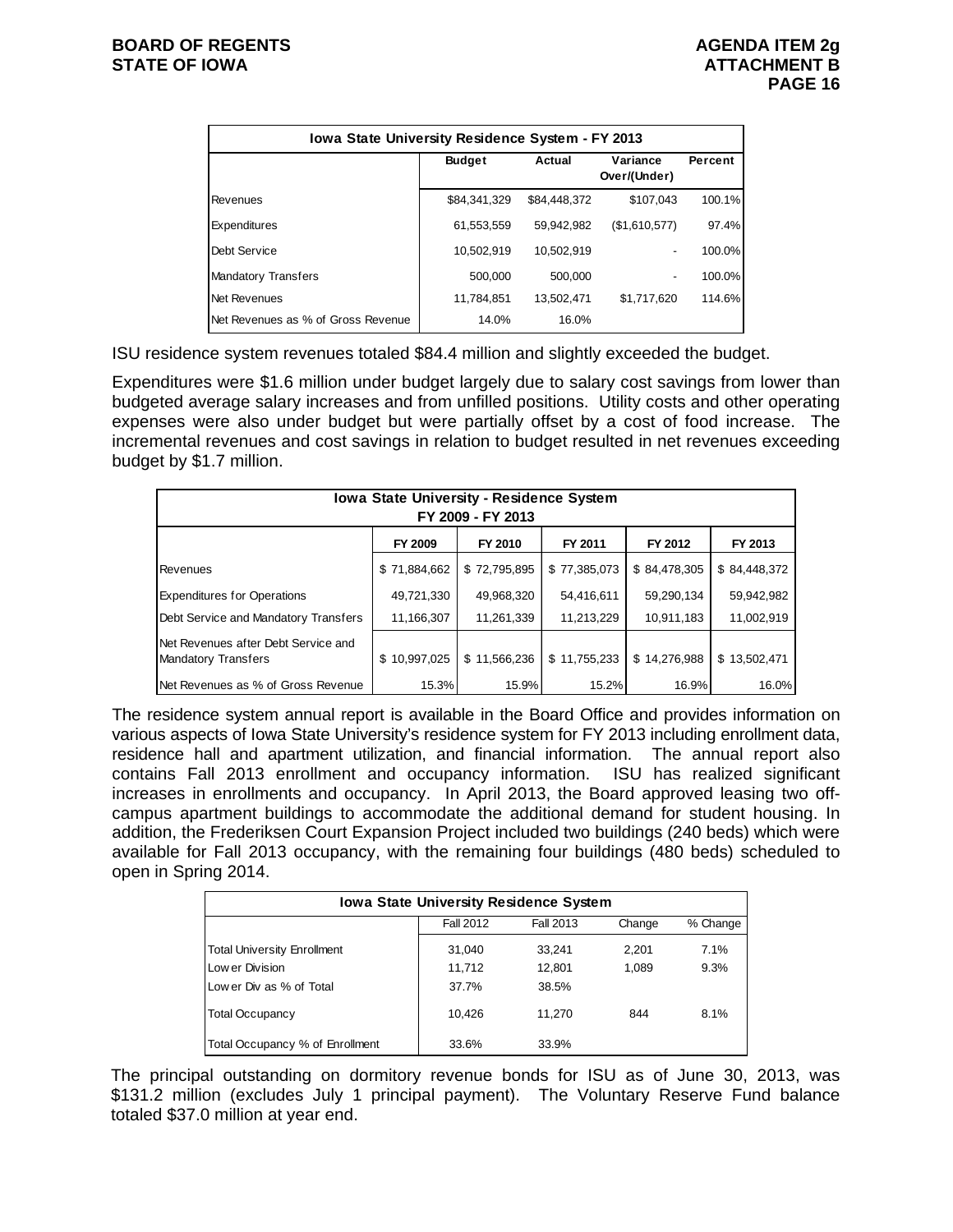| Iowa State University Residence System - FY 2013 | | | | |
|---|---|---|---|---|
| | Budget | Actual | Variance Over/(Under) | Percent |
| Revenues | $84,341,329 | $84,448,372 | $107,043 | 100.1% |
| Expenditures | 61,553,559 | 59,942,982 | ($1,610,577) | 97.4% |
| Debt Service | 10,502,919 | 10,502,919 | - | 100.0% |
| Mandatory Transfers | 500,000 | 500,000 | - | 100.0% |
| Net Revenues | 11,784,851 | 13,502,471 | $1,717,620 | 114.6% |
| Net Revenues as % of Gross Revenue | 14.0% | 16.0% | | |

ISU residence system revenues totaled $84.4 million and slightly exceeded the budget.

Expenditures were $1.6 million under budget largely due to salary cost savings from lower than budgeted average salary increases and from unfilled positions. Utility costs and other operating expenses were also under budget but were partially offset by a cost of food increase. The incremental revenues and cost savings in relation to budget resulted in net revenues exceeding budget by $1.7 million.

| Iowa State University - Residence System FY 2009 - FY 2013 | | | | | |
|---|---|---|---|---|---|
| | FY 2009 | FY 2010 | FY 2011 | FY 2012 | FY 2013 |
| Revenues | $ 71,884,662 | $ 72,795,895 | $ 77,385,073 | $ 84,478,305 | $ 84,448,372 |
| Expenditures for Operations | 49,721,330 | 49,968,320 | 54,416,611 | 59,290,134 | 59,942,982 |
| Debt Service and Mandatory Transfers | 11,166,307 | 11,261,339 | 11,213,229 | 10,911,183 | 11,002,919 |
| Net Revenues after Debt Service and Mandatory Transfers | $ 10,997,025 | $ 11,566,236 | $ 11,755,233 | $ 14,276,988 | $ 13,502,471 |
| Net Revenues as % of Gross Revenue | 15.3% | 15.9% | 15.2% | 16.9% | 16.0% |

The residence system annual report is available in the Board Office and provides information on various aspects of Iowa State University's residence system for FY 2013 including enrollment data, residence hall and apartment utilization, and financial information. The annual report also contains Fall 2013 enrollment and occupancy information. ISU has realized significant increases in enrollments and occupancy. In April 2013, the Board approved leasing two off-campus apartment buildings to accommodate the additional demand for student housing. In addition, the Frederiksen Court Expansion Project included two buildings (240 beds) which were available for Fall 2013 occupancy, with the remaining four buildings (480 beds) scheduled to open in Spring 2014.

| Iowa State University Residence System | | | | |
|---|---|---|---|---|
| | Fall 2012 | Fall 2013 | Change | % Change |
| Total University Enrollment | 31,040 | 33,241 | 2,201 | 7.1% |
| Lower Division | 11,712 | 12,801 | 1,089 | 9.3% |
| Lower Div as % of Total | 37.7% | 38.5% | | |
| Total Occupancy | 10,426 | 11,270 | 844 | 8.1% |
| Total Occupancy % of Enrollment | 33.6% | 33.9% | | |

The principal outstanding on dormitory revenue bonds for ISU as of June 30, 2013, was $131.2 million (excludes July 1 principal payment). The Voluntary Reserve Fund balance totaled $37.0 million at year end.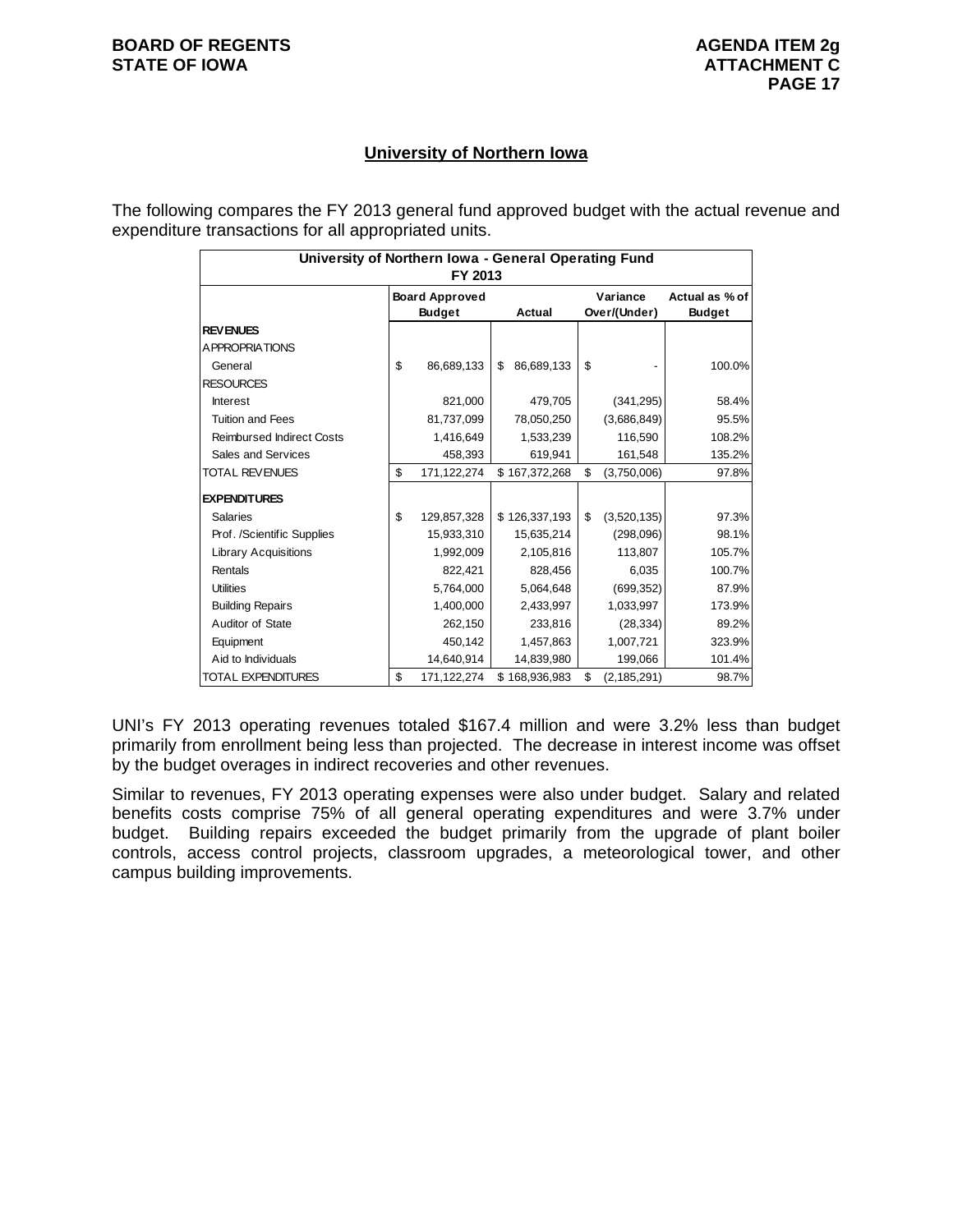## University of Northern Iowa

The following compares the FY 2013 general fund approved budget with the actual revenue and expenditure transactions for all appropriated units.

| University of Northern Iowa - General Operating Fund FY 2013 | | | | |
|---|---|---|---|---|
| | Board Approved Budget | Actual | Variance Over/(Under) | Actual as % of Budget |
| **REVENUES** | | | | |
| APPROPRIATIONS | | | | |
| General | $ 86,689,133 | $ 86,689,133 | $ - | 100.0% |
| RESOURCES | | | | |
| Interest | 821,000 | 479,705 | (341,295) | 58.4% |
| Tuition and Fees | 81,737,099 | 78,050,250 | (3,686,849) | 95.5% |
| Reimbursed Indirect Costs | 1,416,649 | 1,533,239 | 116,590 | 108.2% |
| Sales and Services | 458,393 | 619,941 | 161,548 | 135.2% |
| TOTAL REVENUES | $ 171,122,274 | $ 167,372,268 | $ (3,750,006) | 97.8% |
| **EXPENDITURES** | | | | |
| Salaries | $ 129,857,328 | $ 126,337,193 | $ (3,520,135) | 97.3% |
| Prof. /Scientific Supplies | 15,933,310 | 15,635,214 | (298,096) | 98.1% |
| Library Acquisitions | 1,992,009 | 2,105,816 | 113,807 | 105.7% |
| Rentals | 822,421 | 828,456 | 6,035 | 100.7% |
| Utilities | 5,764,000 | 5,064,648 | (699,352) | 87.9% |
| Building Repairs | 1,400,000 | 2,433,997 | 1,033,997 | 173.9% |
| Auditor of State | 262,150 | 233,816 | (28,334) | 89.2% |
| Equipment | 450,142 | 1,457,863 | 1,007,721 | 323.9% |
| Aid to Individuals | 14,640,914 | 14,839,980 | 199,066 | 101.4% |
| TOTAL EXPENDITURES | $ 171,122,274 | $ 168,936,983 | $ (2,185,291) | 98.7% |

UNI's FY 2013 operating revenues totaled $167.4 million and were 3.2% less than budget primarily from enrollment being less than projected. The decrease in interest income was offset by the budget overages in indirect recoveries and other revenues.

Similar to revenues, FY 2013 operating expenses were also under budget. Salary and related benefits costs comprise 75% of all general operating expenditures and were 3.7% under budget. Building repairs exceeded the budget primarily from the upgrade of plant boiler controls, access control projects, classroom upgrades, a meteorological tower, and other campus building improvements.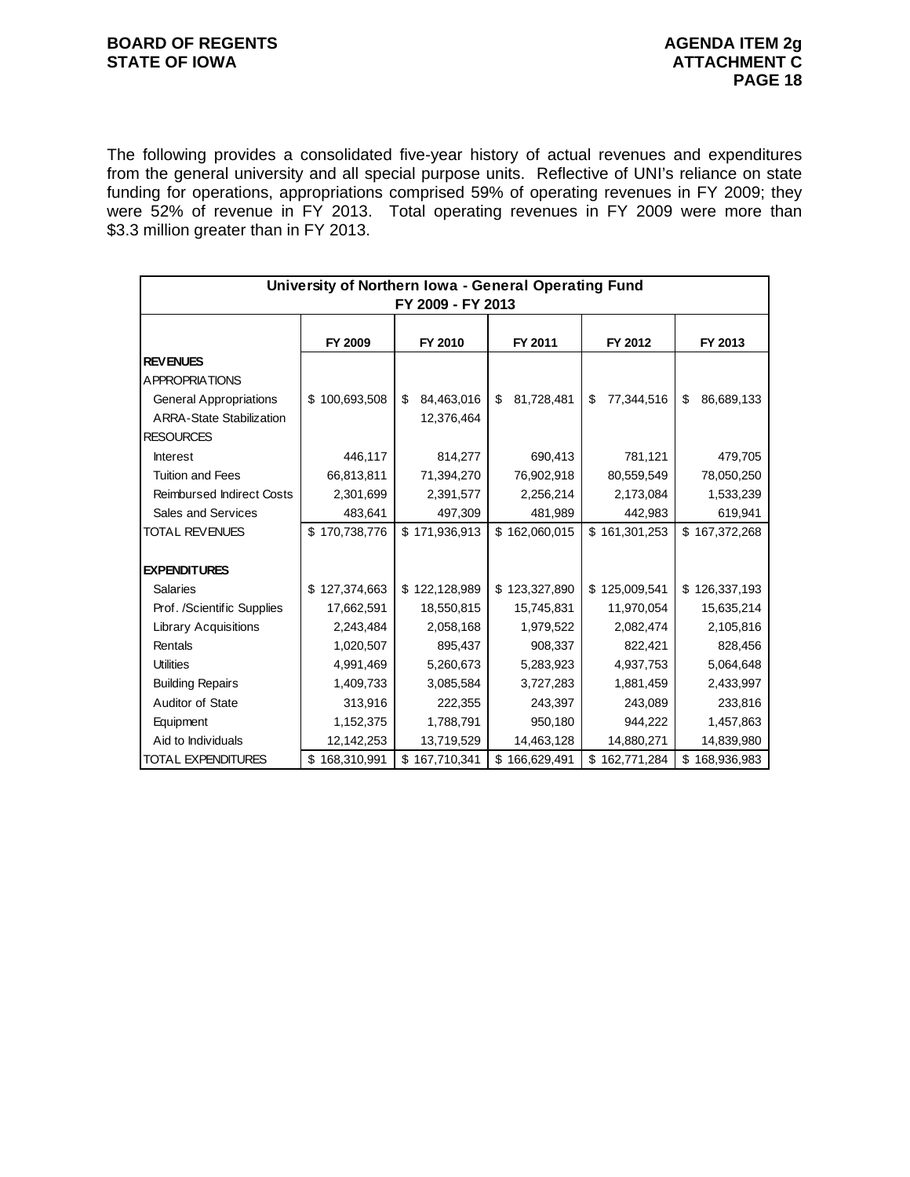The following provides a consolidated five-year history of actual revenues and expenditures from the general university and all special purpose units. Reflective of UNI's reliance on state funding for operations, appropriations comprised 59% of operating revenues in FY 2009; they were 52% of revenue in FY 2013. Total operating revenues in FY 2009 were more than $3.3 million greater than in FY 2013.

| University of Northern Iowa - General Operating Fund FY 2009 - FY 2013 | | | | | |
|---|---|---|---|---|---|
| | FY 2009 | FY 2010 | FY 2011 | FY 2012 | FY 2013 |
| **REVENUES** | | | | | |
| APPROPRIATIONS | | | | | |
| General Appropriations | $ 100,693,508 | $ 84,463,016 | $ 81,728,481 | $ 77,344,516 | $ 86,689,133 |
| ARRA-State Stabilization | | 12,376,464 | | | |
| RESOURCES | | | | | |
| Interest | 446,117 | 814,277 | 690,413 | 781,121 | 479,705 |
| Tuition and Fees | 66,813,811 | 71,394,270 | 76,902,918 | 80,559,549 | 78,050,250 |
| Reimbursed Indirect Costs | 2,301,699 | 2,391,577 | 2,256,214 | 2,173,084 | 1,533,239 |
| Sales and Services | 483,641 | 497,309 | 481,989 | 442,983 | 619,941 |
| TOTAL REVENUES | $ 170,738,776 | $ 171,936,913 | $ 162,060,015 | $ 161,301,253 | $ 167,372,268 |
| **EXPENDITURES** | | | | | |
| Salaries | $ 127,374,663 | $ 122,128,989 | $ 123,327,890 | $ 125,009,541 | $ 126,337,193 |
| Prof. /Scientific Supplies | 17,662,591 | 18,550,815 | 15,745,831 | 11,970,054 | 15,635,214 |
| Library Acquisitions | 2,243,484 | 2,058,168 | 1,979,522 | 2,082,474 | 2,105,816 |
| Rentals | 1,020,507 | 895,437 | 908,337 | 822,421 | 828,456 |
| Utilities | 4,991,469 | 5,260,673 | 5,283,923 | 4,937,753 | 5,064,648 |
| Building Repairs | 1,409,733 | 3,085,584 | 3,727,283 | 1,881,459 | 2,433,997 |
| Auditor of State | 313,916 | 222,355 | 243,397 | 243,089 | 233,816 |
| Equipment | 1,152,375 | 1,788,791 | 950,180 | 944,222 | 1,457,863 |
| Aid to Individuals | 12,142,253 | 13,719,529 | 14,463,128 | 14,880,271 | 14,839,980 |
| TOTAL EXPENDITURES | $ 168,310,991 | $ 167,710,341 | $ 166,629,491 | $ 162,771,284 | $ 168,936,983 |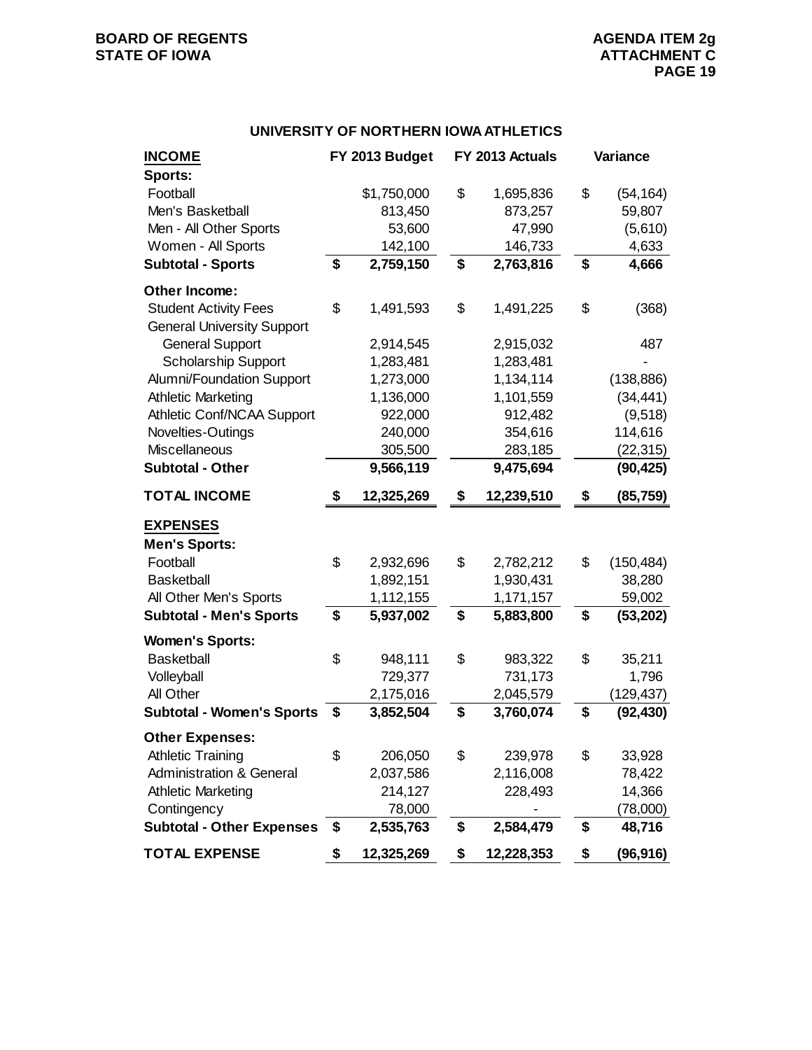## UNIVERSITY OF NORTHERN IOWA ATHLETICS

| INCOME | FY 2013 Budget | FY 2013 Actuals | Variance |
|---|---|---|---|
| **Sports:** | | | |
| Football | $1,750,000 | $ 1,695,836 | $ (54,164) |
| Men's Basketball | 813,450 | 873,257 | 59,807 |
| Men - All Other Sports | 53,600 | 47,990 | (5,610) |
| Women - All Sports | 142,100 | 146,733 | 4,633 |
| **Subtotal - Sports** | **$ 2,759,150** | **$ 2,763,816** | **$ 4,666** |
| **Other Income:** | | | |
| Student Activity Fees | $ 1,491,593 | $ 1,491,225 | $ (368) |
| General University Support | | | |
| General Support | 2,914,545 | 2,915,032 | 487 |
| Scholarship Support | 1,283,481 | 1,283,481 | - |
| Alumni/Foundation Support | 1,273,000 | 1,134,114 | (138,886) |
| Athletic Marketing | 1,136,000 | 1,101,559 | (34,441) |
| Athletic Conf/NCAA Support | 922,000 | 912,482 | (9,518) |
| Novelties-Outings | 240,000 | 354,616 | 114,616 |
| Miscellaneous | 305,500 | 283,185 | (22,315) |
| **Subtotal - Other** | **9,566,119** | **9,475,694** | **(90,425)** |
| **TOTAL INCOME** | **$ 12,325,269** | **$ 12,239,510** | **$ (85,759)** |
| **EXPENSES** | | | |
| **Men's Sports:** | | | |
| Football | $ 2,932,696 | $ 2,782,212 | $ (150,484) |
| Basketball | 1,892,151 | 1,930,431 | 38,280 |
| All Other Men's Sports | 1,112,155 | 1,171,157 | 59,002 |
| **Subtotal - Men's Sports** | **$ 5,937,002** | **$ 5,883,800** | **$ (53,202)** |
| **Women's Sports:** | | | |
| Basketball | $ 948,111 | $ 983,322 | $ 35,211 |
| Volleyball | 729,377 | 731,173 | 1,796 |
| All Other | 2,175,016 | 2,045,579 | (129,437) |
| **Subtotal - Women's Sports** | **$ 3,852,504** | **$ 3,760,074** | **$ (92,430)** |
| **Other Expenses:** | | | |
| Athletic Training | $ 206,050 | $ 239,978 | $ 33,928 |
| Administration & General | 2,037,586 | 2,116,008 | 78,422 |
| Athletic Marketing | 214,127 | 228,493 | 14,366 |
| Contingency | 78,000 | - | (78,000) |
| **Subtotal - Other Expenses** | **$ 2,535,763** | **$ 2,584,479** | **$ 48,716** |
| **TOTAL EXPENSE** | **$ 12,325,269** | **$ 12,228,353** | **$ (96,916)** |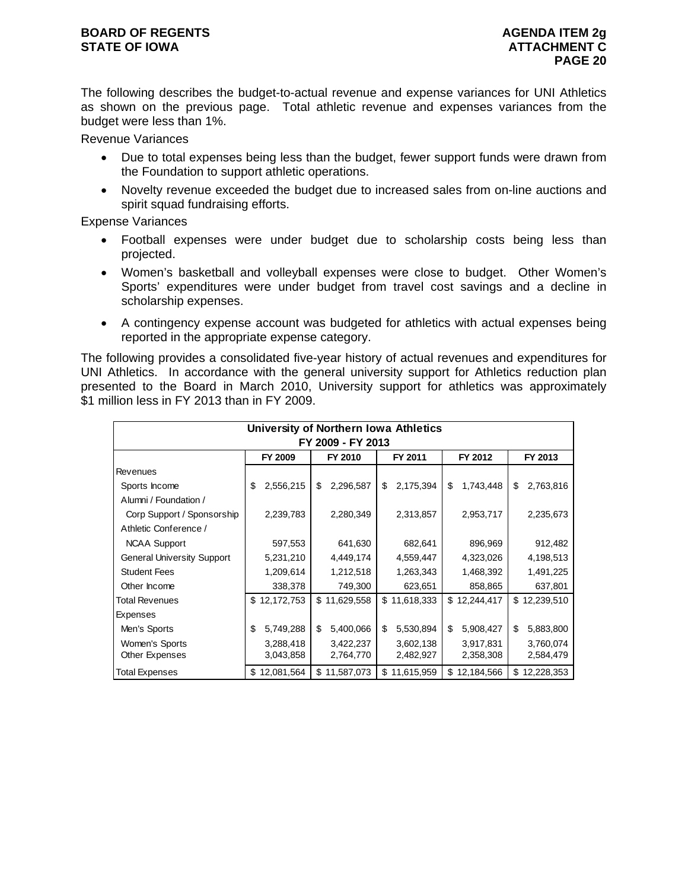The following describes the budget-to-actual revenue and expense variances for UNI Athletics as shown on the previous page. Total athletic revenue and expenses variances from the budget were less than 1%.

Revenue Variances

- Due to total expenses being less than the budget, fewer support funds were drawn from the Foundation to support athletic operations.
- Novelty revenue exceeded the budget due to increased sales from on-line auctions and spirit squad fundraising efforts.

Expense Variances

- Football expenses were under budget due to scholarship costs being less than projected.
- Women's basketball and volleyball expenses were close to budget. Other Women's Sports' expenditures were under budget from travel cost savings and a decline in scholarship expenses.
- A contingency expense account was budgeted for athletics with actual expenses being reported in the appropriate expense category.

The following provides a consolidated five-year history of actual revenues and expenditures for UNI Athletics. In accordance with the general university support for Athletics reduction plan presented to the Board in March 2010, University support for athletics was approximately $1 million less in FY 2013 than in FY 2009.

**University of Northern Iowa Athletics**
**FY 2009 - FY 2013**

| | FY 2009 | FY 2010 | FY 2011 | FY 2012 | FY 2013 |
|---|---|---|---|---|---|
| Revenues | | | | | |
| Sports Income | $ 2,556,215 | $ 2,296,587 | $ 2,175,394 | $ 1,743,448 | $ 2,763,816 |
| Alumni / Foundation / Corp Support / Sponsorship | 2,239,783 | 2,280,349 | 2,313,857 | 2,953,717 | 2,235,673 |
| Athletic Conference / NCAA Support | 597,553 | 641,630 | 682,641 | 896,969 | 912,482 |
| General University Support | 5,231,210 | 4,449,174 | 4,559,447 | 4,323,026 | 4,198,513 |
| Student Fees | 1,209,614 | 1,212,518 | 1,263,343 | 1,468,392 | 1,491,225 |
| Other Income | 338,378 | 749,300 | 623,651 | 858,865 | 637,801 |
| Total Revenues | $ 12,172,753 | $ 11,629,558 | $ 11,618,333 | $ 12,244,417 | $ 12,239,510 |
| Expenses | | | | | |
| Men's Sports | $ 5,749,288 | $ 5,400,066 | $ 5,530,894 | $ 5,908,427 | $ 5,883,800 |
| Women's Sports | 3,288,418 | 3,422,237 | 3,602,138 | 3,917,831 | 3,760,074 |
| Other Expenses | 3,043,858 | 2,764,770 | 2,482,927 | 2,358,308 | 2,584,479 |
| Total Expenses | $ 12,081,564 | $ 11,587,073 | $ 11,615,959 | $ 12,184,566 | $ 12,228,353 |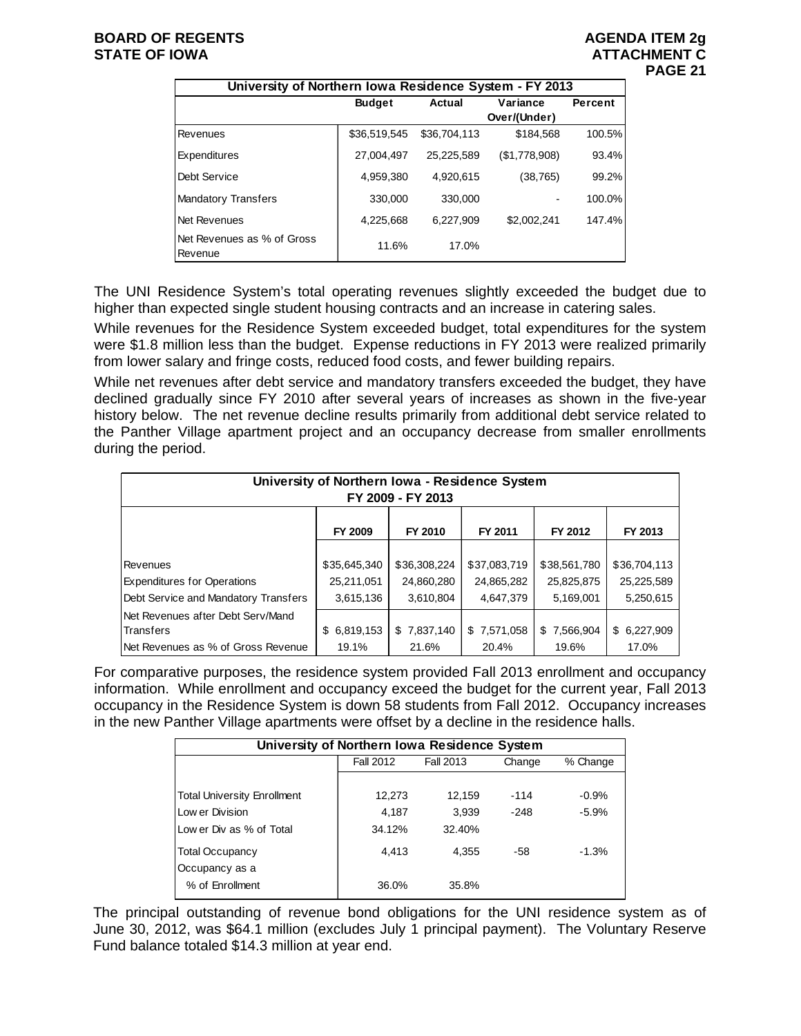| University of Northern Iowa Residence System - FY 2013 | | | | |
|---|---|---|---|---|
| | Budget | Actual | Variance Over/(Under) | Percent |
| Revenues | $36,519,545 | $36,704,113 | $184,568 | 100.5% |
| Expenditures | 27,004,497 | 25,225,589 | ($1,778,908) | 93.4% |
| Debt Service | 4,959,380 | 4,920,615 | (38,765) | 99.2% |
| Mandatory Transfers | 330,000 | 330,000 | - | 100.0% |
| Net Revenues | 4,225,668 | 6,227,909 | $2,002,241 | 147.4% |
| Net Revenues as % of Gross Revenue | 11.6% | 17.0% | | |

The UNI Residence System's total operating revenues slightly exceeded the budget due to higher than expected single student housing contracts and an increase in catering sales.

While revenues for the Residence System exceeded budget, total expenditures for the system were $1.8 million less than the budget. Expense reductions in FY 2013 were realized primarily from lower salary and fringe costs, reduced food costs, and fewer building repairs.

While net revenues after debt service and mandatory transfers exceeded the budget, they have declined gradually since FY 2010 after several years of increases as shown in the five-year history below. The net revenue decline results primarily from additional debt service related to the Panther Village apartment project and an occupancy decrease from smaller enrollments during the period.

| University of Northern Iowa - Residence System FY 2009 - FY 2013 | | | | | |
|---|---|---|---|---|---|
| | FY 2009 | FY 2010 | FY 2011 | FY 2012 | FY 2013 |
| Revenues | $35,645,340 | $36,308,224 | $37,083,719 | $38,561,780 | $36,704,113 |
| Expenditures for Operations | 25,211,051 | 24,860,280 | 24,865,282 | 25,825,875 | 25,225,589 |
| Debt Service and Mandatory Transfers | 3,615,136 | 3,610,804 | 4,647,379 | 5,169,001 | 5,250,615 |
| Net Revenues after Debt Serv/Mand Transfers | $ 6,819,153 | $ 7,837,140 | $ 7,571,058 | $ 7,566,904 | $ 6,227,909 |
| Net Revenues as % of Gross Revenue | 19.1% | 21.6% | 20.4% | 19.6% | 17.0% |

For comparative purposes, the residence system provided Fall 2013 enrollment and occupancy information. While enrollment and occupancy exceed the budget for the current year, Fall 2013 occupancy in the Residence System is down 58 students from Fall 2012. Occupancy increases in the new Panther Village apartments were offset by a decline in the residence halls.

| University of Northern Iowa Residence System | | | | |
|---|---|---|---|---|
| | Fall 2012 | Fall 2013 | Change | % Change |
| Total University Enrollment | 12,273 | 12,159 | -114 | -0.9% |
| Lower Division | 4,187 | 3,939 | -248 | -5.9% |
| Lower Div as % of Total | 34.12% | 32.40% | | |
| Total Occupancy | 4,413 | 4,355 | -58 | -1.3% |
| Occupancy as a % of Enrollment | 36.0% | 35.8% | | |

The principal outstanding of revenue bond obligations for the UNI residence system as of June 30, 2012, was $64.1 million (excludes July 1 principal payment). The Voluntary Reserve Fund balance totaled $14.3 million at year end.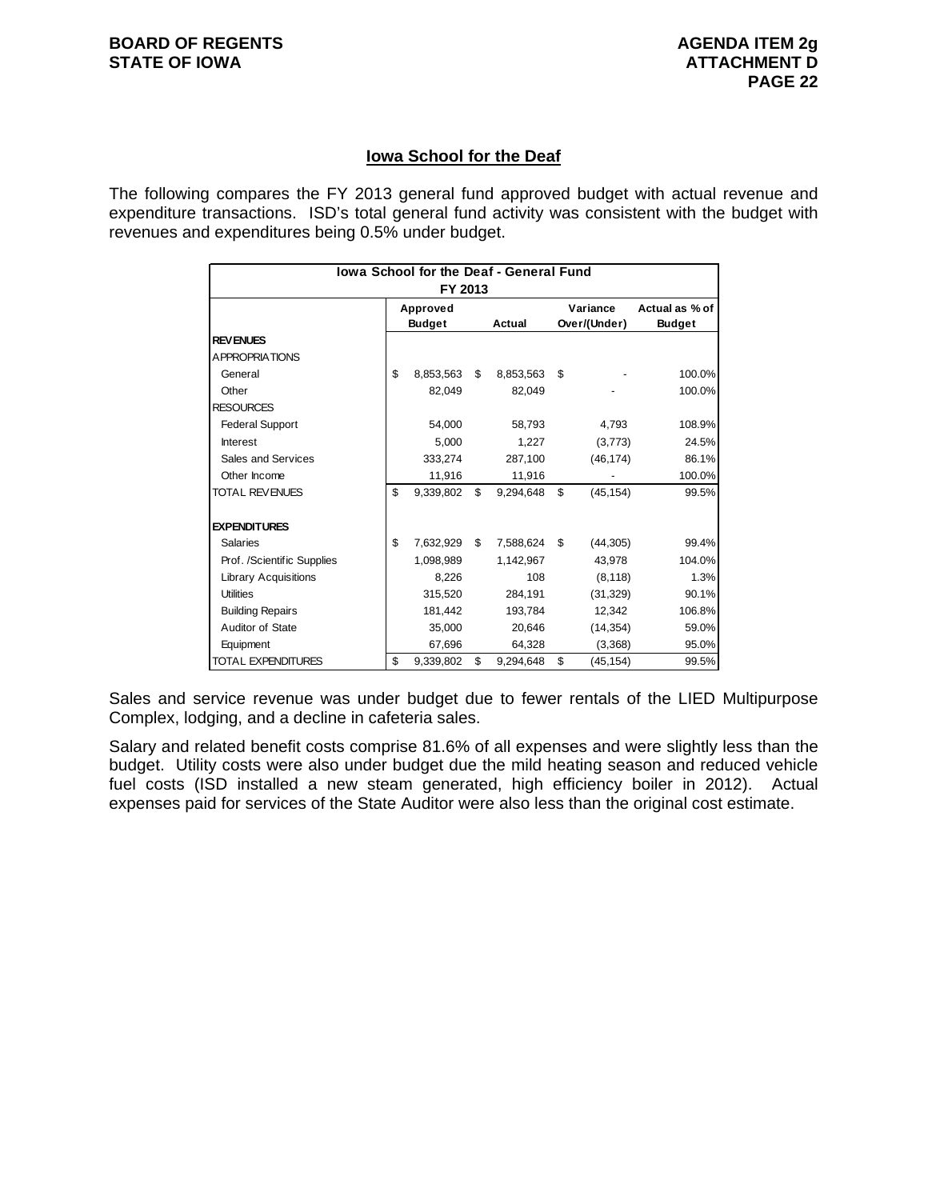## Iowa School for the Deaf

The following compares the FY 2013 general fund approved budget with actual revenue and expenditure transactions. ISD's total general fund activity was consistent with the budget with revenues and expenditures being 0.5% under budget.

| Iowa School for the Deaf - General Fund FY 2013 | Approved Budget | Actual | Variance Over/(Under) | Actual as % of Budget |
|---|---|---|---|---|
| **REVENUES** | | | | |
| APPROPRIATIONS | | | | |
| General | $ 8,853,563 | $ 8,853,563 | $ - | 100.0% |
| Other | 82,049 | 82,049 | - | 100.0% |
| RESOURCES | | | | |
| Federal Support | 54,000 | 58,793 | 4,793 | 108.9% |
| Interest | 5,000 | 1,227 | (3,773) | 24.5% |
| Sales and Services | 333,274 | 287,100 | (46,174) | 86.1% |
| Other Income | 11,916 | 11,916 | - | 100.0% |
| TOTAL REVENUES | $ 9,339,802 | $ 9,294,648 | $ (45,154) | 99.5% |
| **EXPENDITURES** | | | | |
| Salaries | $ 7,632,929 | $ 7,588,624 | $ (44,305) | 99.4% |
| Prof. /Scientific Supplies | 1,098,989 | 1,142,967 | 43,978 | 104.0% |
| Library Acquisitions | 8,226 | 108 | (8,118) | 1.3% |
| Utilities | 315,520 | 284,191 | (31,329) | 90.1% |
| Building Repairs | 181,442 | 193,784 | 12,342 | 106.8% |
| Auditor of State | 35,000 | 20,646 | (14,354) | 59.0% |
| Equipment | 67,696 | 64,328 | (3,368) | 95.0% |
| TOTAL EXPENDITURES | $ 9,339,802 | $ 9,294,648 | $ (45,154) | 99.5% |

Sales and service revenue was under budget due to fewer rentals of the LIED Multipurpose Complex, lodging, and a decline in cafeteria sales.

Salary and related benefit costs comprise 81.6% of all expenses and were slightly less than the budget. Utility costs were also under budget due the mild heating season and reduced vehicle fuel costs (ISD installed a new steam generated, high efficiency boiler in 2012). Actual expenses paid for services of the State Auditor were also less than the original cost estimate.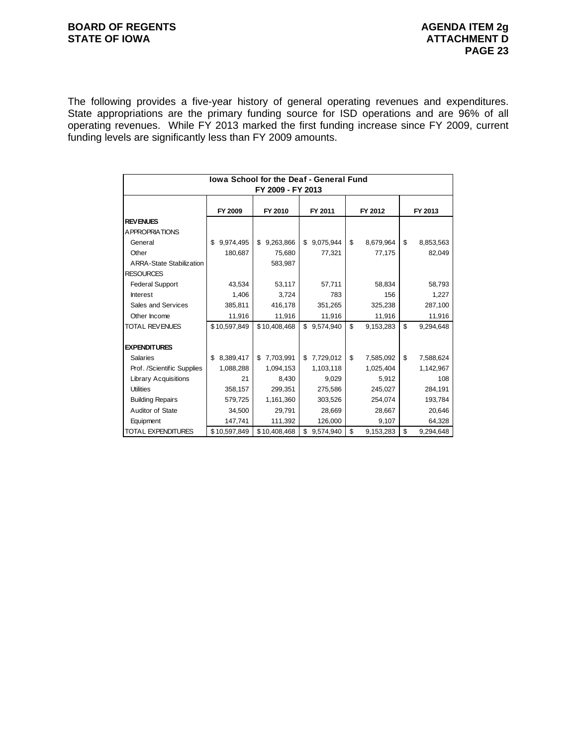The following provides a five-year history of general operating revenues and expenditures. State appropriations are the primary funding source for ISD operations and are 96% of all operating revenues. While FY 2013 marked the first funding increase since FY 2009, current funding levels are significantly less than FY 2009 amounts.

| Iowa School for the Deaf - General Fund FY 2009 - FY 2013 | | | | | |
|---|---|---|---|---|---|
| | FY 2009 | FY 2010 | FY 2011 | FY 2012 | FY 2013 |
| **REVENUES** | | | | | |
| APPROPRIATIONS | | | | | |
| General | $ 9,974,495 | $ 9,263,866 | $ 9,075,944 | $ 8,679,964 | $ 8,853,563 |
| Other | 180,687 | 75,680 | 77,321 | 77,175 | 82,049 |
| ARRA-State Stabilization | | 583,987 | | | |
| RESOURCES | | | | | |
| Federal Support | 43,534 | 53,117 | 57,711 | 58,834 | 58,793 |
| Interest | 1,406 | 3,724 | 783 | 156 | 1,227 |
| Sales and Services | 385,811 | 416,178 | 351,265 | 325,238 | 287,100 |
| Other Income | 11,916 | 11,916 | 11,916 | 11,916 | 11,916 |
| TOTAL REVENUES | $10,597,849 | $10,408,468 | $ 9,574,940 | $ 9,153,283 | $ 9,294,648 |
| | | | | | |
| **EXPENDITURES** | | | | | |
| Salaries | $ 8,389,417 | $ 7,703,991 | $ 7,729,012 | $ 7,585,092 | $ 7,588,624 |
| Prof. /Scientific Supplies | 1,088,288 | 1,094,153 | 1,103,118 | 1,025,404 | 1,142,967 |
| Library Acquisitions | 21 | 8,430 | 9,029 | 5,912 | 108 |
| Utilities | 358,157 | 299,351 | 275,586 | 245,027 | 284,191 |
| Building Repairs | 579,725 | 1,161,360 | 303,526 | 254,074 | 193,784 |
| Auditor of State | 34,500 | 29,791 | 28,669 | 28,667 | 20,646 |
| Equipment | 147,741 | 111,392 | 126,000 | 9,107 | 64,328 |
| TOTAL EXPENDITURES | $10,597,849 | $10,408,468 | $ 9,574,940 | $ 9,153,283 | $ 9,294,648 |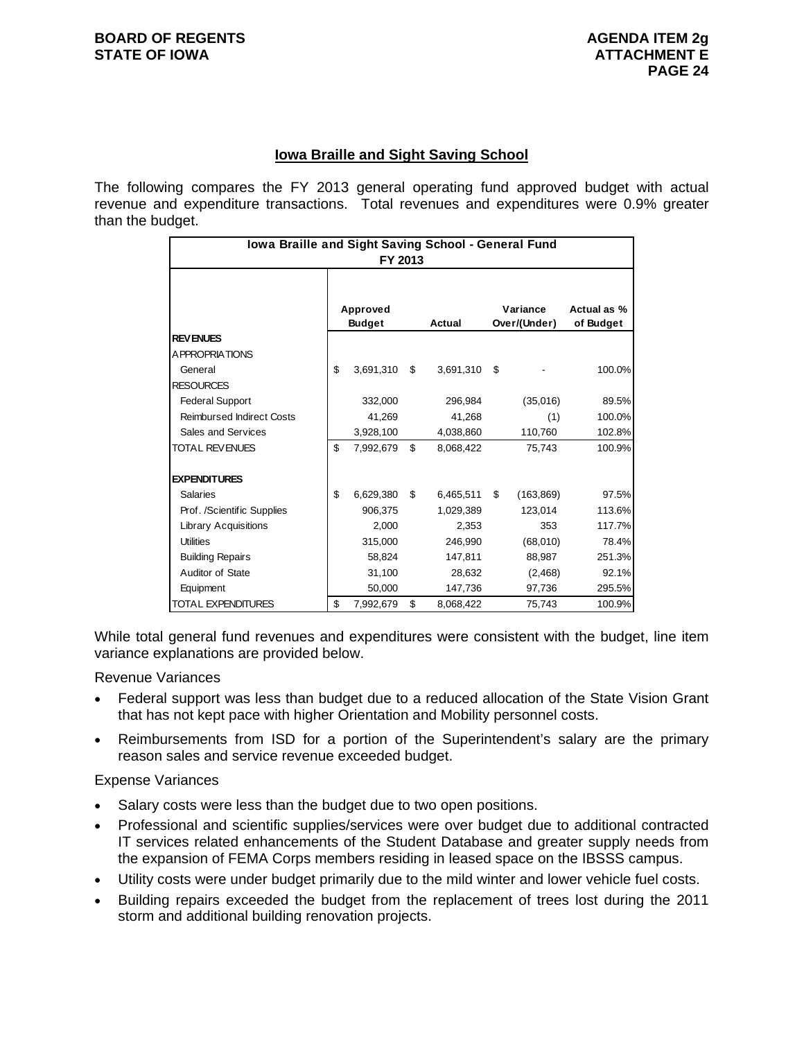## Iowa Braille and Sight Saving School

The following compares the FY 2013 general operating fund approved budget with actual revenue and expenditure transactions. Total revenues and expenditures were 0.9% greater than the budget.

| Iowa Braille and Sight Saving School - General Fund FY 2013 | Approved Budget | Actual | Variance Over/(Under) | Actual as % of Budget |
|---|---|---|---|---|
| **REVENUES** | | | | |
| APPROPRIATIONS | | | | |
| General | $ 3,691,310 | $ 3,691,310 | $ - | 100.0% |
| RESOURCES | | | | |
| Federal Support | 332,000 | 296,984 | (35,016) | 89.5% |
| Reimbursed Indirect Costs | 41,269 | 41,268 | (1) | 100.0% |
| Sales and Services | 3,928,100 | 4,038,860 | 110,760 | 102.8% |
| TOTAL REVENUES | $ 7,992,679 | $ 8,068,422 | 75,743 | 100.9% |
| **EXPENDITURES** | | | | |
| Salaries | $ 6,629,380 | $ 6,465,511 | $ (163,869) | 97.5% |
| Prof. /Scientific Supplies | 906,375 | 1,029,389 | 123,014 | 113.6% |
| Library Acquisitions | 2,000 | 2,353 | 353 | 117.7% |
| Utilities | 315,000 | 246,990 | (68,010) | 78.4% |
| Building Repairs | 58,824 | 147,811 | 88,987 | 251.3% |
| Auditor of State | 31,100 | 28,632 | (2,468) | 92.1% |
| Equipment | 50,000 | 147,736 | 97,736 | 295.5% |
| TOTAL EXPENDITURES | $ 7,992,679 | $ 8,068,422 | 75,743 | 100.9% |

While total general fund revenues and expenditures were consistent with the budget, line item variance explanations are provided below.

Revenue Variances

- Federal support was less than budget due to a reduced allocation of the State Vision Grant that has not kept pace with higher Orientation and Mobility personnel costs.
- Reimbursements from ISD for a portion of the Superintendent's salary are the primary reason sales and service revenue exceeded budget.

Expense Variances

- Salary costs were less than the budget due to two open positions.
- Professional and scientific supplies/services were over budget due to additional contracted IT services related enhancements of the Student Database and greater supply needs from the expansion of FEMA Corps members residing in leased space on the IBSSS campus.
- Utility costs were under budget primarily due to the mild winter and lower vehicle fuel costs.
- Building repairs exceeded the budget from the replacement of trees lost during the 2011 storm and additional building renovation projects.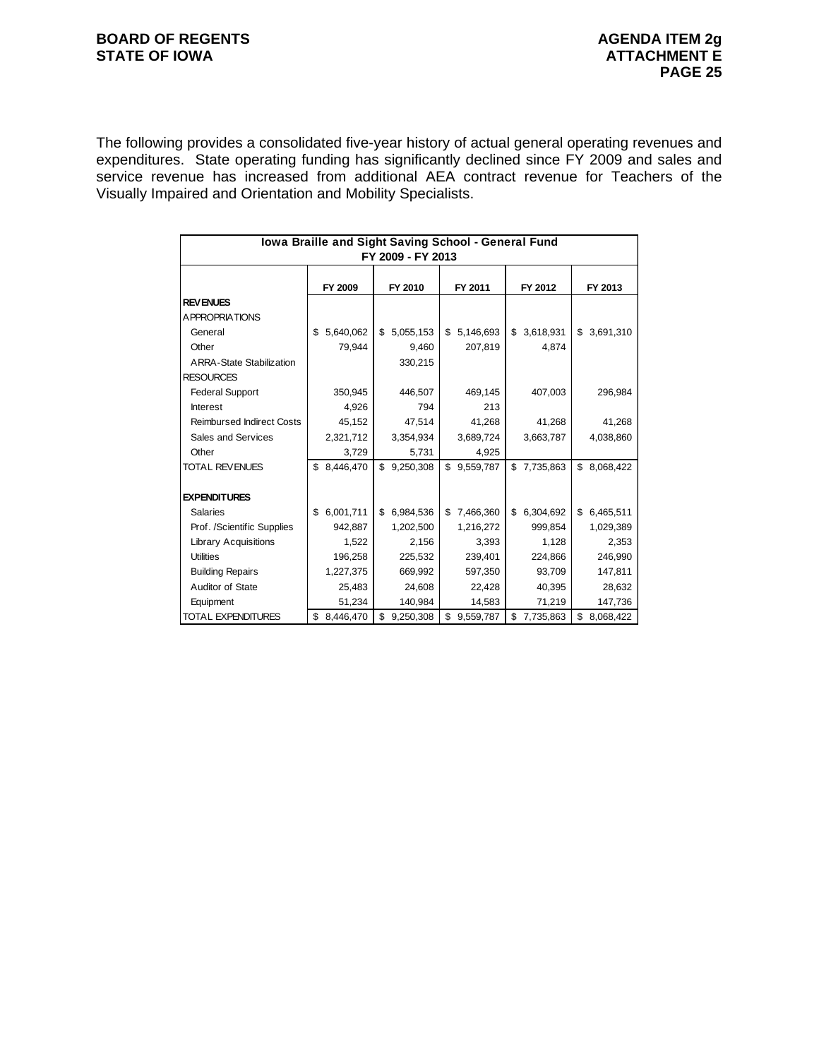The following provides a consolidated five-year history of actual general operating revenues and expenditures. State operating funding has significantly declined since FY 2009 and sales and service revenue has increased from additional AEA contract revenue for Teachers of the Visually Impaired and Orientation and Mobility Specialists.

| Iowa Braille and Sight Saving School - General Fund FY 2009 - FY 2013 | | | | | |
|---|---|---|---|---|---|
| | FY 2009 | FY 2010 | FY 2011 | FY 2012 | FY 2013 |
| **REVENUES** | | | | | |
| APPROPRIATIONS | | | | | |
| General | $ 5,640,062 | $ 5,055,153 | $ 5,146,693 | $ 3,618,931 | $ 3,691,310 |
| Other | 79,944 | 9,460 | 207,819 | 4,874 | |
| ARRA-State Stabilization | | 330,215 | | | |
| RESOURCES | | | | | |
| Federal Support | 350,945 | 446,507 | 469,145 | 407,003 | 296,984 |
| Interest | 4,926 | 794 | 213 | | |
| Reimbursed Indirect Costs | 45,152 | 47,514 | 41,268 | 41,268 | 41,268 |
| Sales and Services | 2,321,712 | 3,354,934 | 3,689,724 | 3,663,787 | 4,038,860 |
| Other | 3,729 | 5,731 | 4,925 | | |
| TOTAL REVENUES | $ 8,446,470 | $ 9,250,308 | $ 9,559,787 | $ 7,735,863 | $ 8,068,422 |
| | | | | | |
| **EXPENDITURES** | | | | | |
| Salaries | $ 6,001,711 | $ 6,984,536 | $ 7,466,360 | $ 6,304,692 | $ 6,465,511 |
| Prof. /Scientific Supplies | 942,887 | 1,202,500 | 1,216,272 | 999,854 | 1,029,389 |
| Library Acquisitions | 1,522 | 2,156 | 3,393 | 1,128 | 2,353 |
| Utilities | 196,258 | 225,532 | 239,401 | 224,866 | 246,990 |
| Building Repairs | 1,227,375 | 669,992 | 597,350 | 93,709 | 147,811 |
| Auditor of State | 25,483 | 24,608 | 22,428 | 40,395 | 28,632 |
| Equipment | 51,234 | 140,984 | 14,583 | 71,219 | 147,736 |
| TOTAL EXPENDITURES | $ 8,446,470 | $ 9,250,308 | $ 9,559,787 | $ 7,735,863 | $ 8,068,422 |